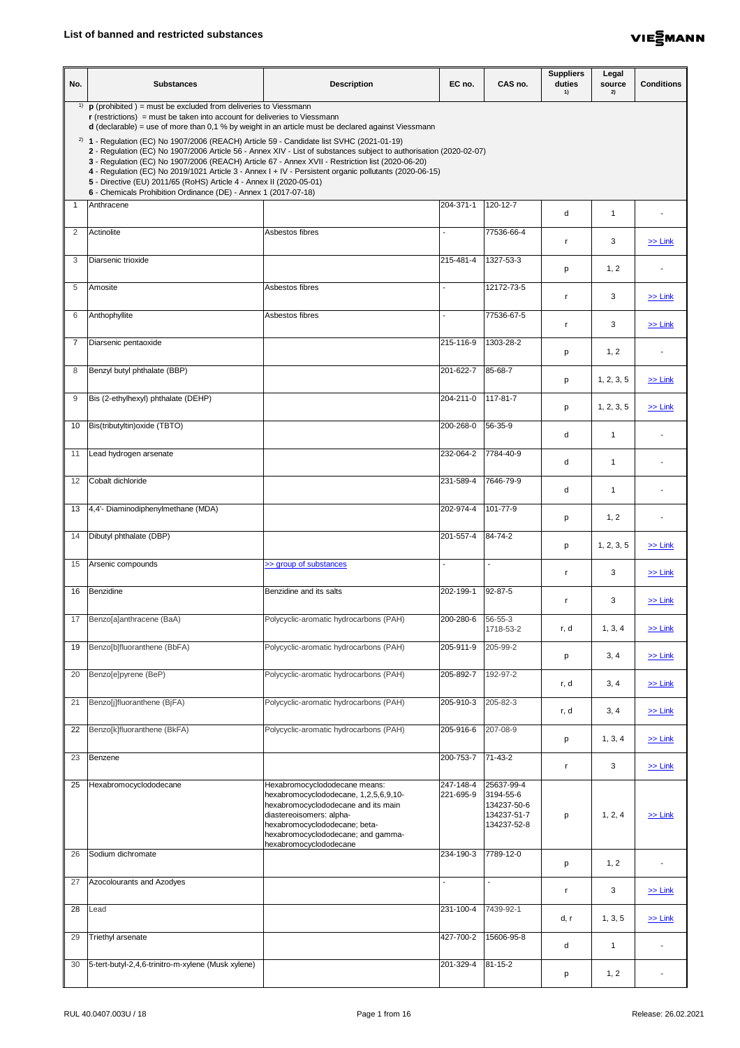# List of banned and restricted substances

| No. | Substances | Description | EC no. | CAS no. | Suppliers duties [1] | Legal source [2] | Conditions |
|---|---|---|---|---|---|---|---|
| [1] | **p** (prohibited ) = must be excluded from deliveries to Viessmann<br>**r** (restrictions) = must be taken into account for deliveries to Viessmann<br>**d** (declarable) = use of more than 0,1 % by weight in an article must be declared against Viessmann | | | | | | |
| [2] | **1** - Regulation (EC) No 1907/2006 (REACH) Article 59 - Candidate list SVHC (2021-01-19)<br>**2** - Regulation (EC) No 1907/2006 Article 56 - Annex XIV - List of substances subject to authorisation (2020-02-07)<br>**3** - Regulation (EC) No 1907/2006 (REACH) Article 67 - Annex XVII - Restriction list (2020-06-20)<br>**4** - Regulation (EC) No 2019/1021 Article 3 - Annex I + IV - Persistent organic pollutants (2020-06-15)<br>**5** - Directive (EU) 2011/65 (RoHS) Article 4 - Annex II (2020-05-01)<br>**6** - Chemicals Prohibition Ordinance (DE) - Annex 1 (2017-07-18) | | | | | | |
| 1 | Anthracene | | 204-371-1 | 120-12-7 | d | 1 | - |
| 2 | Actinolite | Asbestos fibres | - | 77536-66-4 | r | 3 | >> Link |
| 3 | Diarsenic trioxide | | 215-481-4 | 1327-53-3 | p | 1, 2 | - |
| 5 | Amosite | Asbestos fibres | - | 12172-73-5 | r | 3 | >> Link |
| 6 | Anthophyllite | Asbestos fibres | - | 77536-67-5 | r | 3 | >> Link |
| 7 | Diarsenic pentaoxide | | 215-116-9 | 1303-28-2 | p | 1, 2 | - |
| 8 | Benzyl butyl phthalate (BBP) | | 201-622-7 | 85-68-7 | p | 1, 2, 3, 5 | >> Link |
| 9 | Bis (2-ethylhexyl) phthalate (DEHP) | | 204-211-0 | 117-81-7 | p | 1, 2, 3, 5 | >> Link |
| 10 | Bis(tributyltin)oxide (TBTO) | | 200-268-0 | 56-35-9 | d | 1 | - |
| 11 | Lead hydrogen arsenate | | 232-064-2 | 7784-40-9 | d | 1 | - |
| 12 | Cobalt dichloride | | 231-589-4 | 7646-79-9 | d | 1 | - |
| 13 | 4,4'- Diaminodiphenylmethane (MDA) | | 202-974-4 | 101-77-9 | p | 1, 2 | - |
| 14 | Dibutyl phthalate (DBP) | | 201-557-4 | 84-74-2 | p | 1, 2, 3, 5 | >> Link |
| 15 | Arsenic compounds | >> group of substances | - | - | r | 3 | >> Link |
| 16 | Benzidine | Benzidine and its salts | 202-199-1 | 92-87-5 | r | 3 | >> Link |
| 17 | Benzo[a]anthracene (BaA) | Polycyclic-aromatic hydrocarbons (PAH) | 200-280-6 | 56-55-3<br>1718-53-2 | r, d | 1, 3, 4 | >> Link |
| 19 | Benzo[b]fluoranthene (BbFA) | Polycyclic-aromatic hydrocarbons (PAH) | 205-911-9 | 205-99-2 | p | 3, 4 | >> Link |
| 20 | Benzo[e]pyrene (BeP) | Polycyclic-aromatic hydrocarbons (PAH) | 205-892-7 | 192-97-2 | r, d | 3, 4 | >> Link |
| 21 | Benzo[j]fluoranthene (BjFA) | Polycyclic-aromatic hydrocarbons (PAH) | 205-910-3 | 205-82-3 | r, d | 3, 4 | >> Link |
| 22 | Benzo[k]fluoranthene (BkFA) | Polycyclic-aromatic hydrocarbons (PAH) | 205-916-6 | 207-08-9 | p | 1, 3, 4 | >> Link |
| 23 | Benzene | | 200-753-7 | 71-43-2 | r | 3 | >> Link |
| 25 | Hexabromocyclododecane | Hexabromocyclododecane means: hexabromocyclododecane, 1,2,5,6,9,10-hexabromocyclododecane and its main diastereoisomers: alpha-hexabromocyclododecane; beta-hexabromocyclododecane; and gamma-hexabromocyclododecane | 247-148-4<br>221-695-9 | 25637-99-4<br>3194-55-6<br>134237-50-6<br>134237-51-7<br>134237-52-8 | p | 1, 2, 4 | >> Link |
| 26 | Sodium dichromate | | 234-190-3 | 7789-12-0 | p | 1, 2 | - |
| 27 | Azocolourants and Azodyes | | - | - | r | 3 | >> Link |
| 28 | Lead | | 231-100-4 | 7439-92-1 | d, r | 1, 3, 5 | >> Link |
| 29 | Triethyl arsenate | | 427-700-2 | 15606-95-8 | d | 1 | - |
| 30 | 5-tert-butyl-2,4,6-trinitro-m-xylene (Musk xylene) | | 201-329-4 | 81-15-2 | p | 1, 2 | - |

RUL 40.0407.003U / 18

Release: 26.02.2021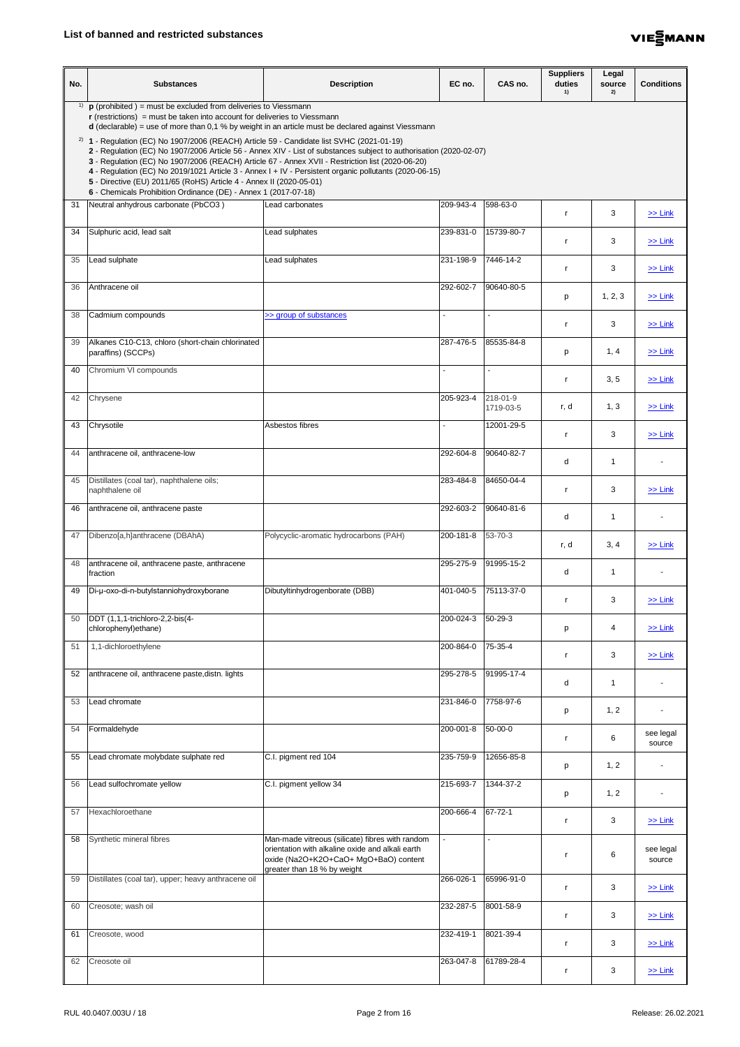## List of banned and restricted substances

| No. | Substances | Description | EC no. | CAS no. | Suppliers duties 1) | Legal source 2) | Conditions |
|---|---|---|---|---|---|---|---|
| 1) | **p** (prohibited ) = must be excluded from deliveries to Viessmann<br>**r** (restrictions) = must be taken into account for deliveries to Viessmann<br>**d** (declarable) = use of more than 0,1 % by weight in an article must be declared against Viessmann | | | | | | |
| 2) | **1** - Regulation (EC) No 1907/2006 (REACH) Article 59 - Candidate list SVHC (2021-01-19)<br>**2** - Regulation (EC) No 1907/2006 Article 56 - Annex XIV - List of substances subject to authorisation (2020-02-07)<br>**3** - Regulation (EC) No 1907/2006 (REACH) Article 67 - Annex XVII - Restriction list (2020-06-20)<br>**4** - Regulation (EC) No 2019/1021 Article 3 - Annex I + IV - Persistent organic pollutants (2020-06-15)<br>**5** - Directive (EU) 2011/65 (RoHS) Article 4 - Annex II (2020-05-01)<br>**6** - Chemicals Prohibition Ordinance (DE) - Annex 1 (2017-07-18) | | | | | | |
| 31 | Neutral anhydrous carbonate (PbCO3 ) | Lead carbonates | 209-943-4 | 598-63-0 | r | 3 | >> Link |
| 34 | Sulphuric acid, lead salt | Lead sulphates | 239-831-0 | 15739-80-7 | r | 3 | >> Link |
| 35 | Lead sulphate | Lead sulphates | 231-198-9 | 7446-14-2 | r | 3 | >> Link |
| 36 | Anthracene oil | | 292-602-7 | 90640-80-5 | p | 1, 2, 3 | >> Link |
| 38 | Cadmium compounds | >> group of substances | - | - | r | 3 | >> Link |
| 39 | Alkanes C10-C13, chloro (short-chain chlorinated paraffins) (SCCPs) | | 287-476-5 | 85535-84-8 | p | 1, 4 | >> Link |
| 40 | Chromium VI compounds | | - | - | r | 3, 5 | >> Link |
| 42 | Chrysene | | 205-923-4 | 218-01-9<br>1719-03-5 | r, d | 1, 3 | >> Link |
| 43 | Chrysotile | Asbestos fibres | - | 12001-29-5 | r | 3 | >> Link |
| 44 | anthracene oil, anthracene-low | | 292-604-8 | 90640-82-7 | d | 1 | - |
| 45 | Distillates (coal tar), naphthalene oils; naphthalene oil | | 283-484-8 | 84650-04-4 | r | 3 | >> Link |
| 46 | anthracene oil, anthracene paste | | 292-603-2 | 90640-81-6 | d | 1 | - |
| 47 | Dibenzo[a,h]anthracene (DBAhA) | Polycyclic-aromatic hydrocarbons (PAH) | 200-181-8 | 53-70-3 | r, d | 3, 4 | >> Link |
| 48 | anthracene oil, anthracene paste, anthracene fraction | | 295-275-9 | 91995-15-2 | d | 1 | - |
| 49 | Di-µ-oxo-di-n-butylstanniohydroxyborane | Dibutyltinhydrogenborate (DBB) | 401-040-5 | 75113-37-0 | r | 3 | >> Link |
| 50 | DDT (1,1,1-trichloro-2,2-bis(4-chlorophenyl)ethane) | | 200-024-3 | 50-29-3 | p | 4 | >> Link |
| 51 | 1,1-dichloroethylene | | 200-864-0 | 75-35-4 | r | 3 | >> Link |
| 52 | anthracene oil, anthracene paste,distn. lights | | 295-278-5 | 91995-17-4 | d | 1 | - |
| 53 | Lead chromate | | 231-846-0 | 7758-97-6 | p | 1, 2 | - |
| 54 | Formaldehyde | | 200-001-8 | 50-00-0 | r | 6 | see legal source |
| 55 | Lead chromate molybdate sulphate red | C.I. pigment red 104 | 235-759-9 | 12656-85-8 | p | 1, 2 | - |
| 56 | Lead sulfochromate yellow | C.I. pigment yellow 34 | 215-693-7 | 1344-37-2 | p | 1, 2 | - |
| 57 | Hexachloroethane | | 200-666-4 | 67-72-1 | r | 3 | >> Link |
| 58 | Synthetic mineral fibres | Man-made vitreous (silicate) fibres with random orientation with alkaline oxide and alkali earth oxide (Na2O+K2O+CaO+ MgO+BaO) content greater than 18 % by weight | - | - | r | 6 | see legal source |
| 59 | Distillates (coal tar), upper; heavy anthracene oil | | 266-026-1 | 65996-91-0 | r | 3 | >> Link |
| 60 | Creosote; wash oil | | 232-287-5 | 8001-58-9 | r | 3 | >> Link |
| 61 | Creosote, wood | | 232-419-1 | 8021-39-4 | r | 3 | >> Link |
| 62 | Creosote oil | | 263-047-8 | 61789-28-4 | r | 3 | >> Link |

RUL 40.0407.003U / 18 — Release: 26.02.2021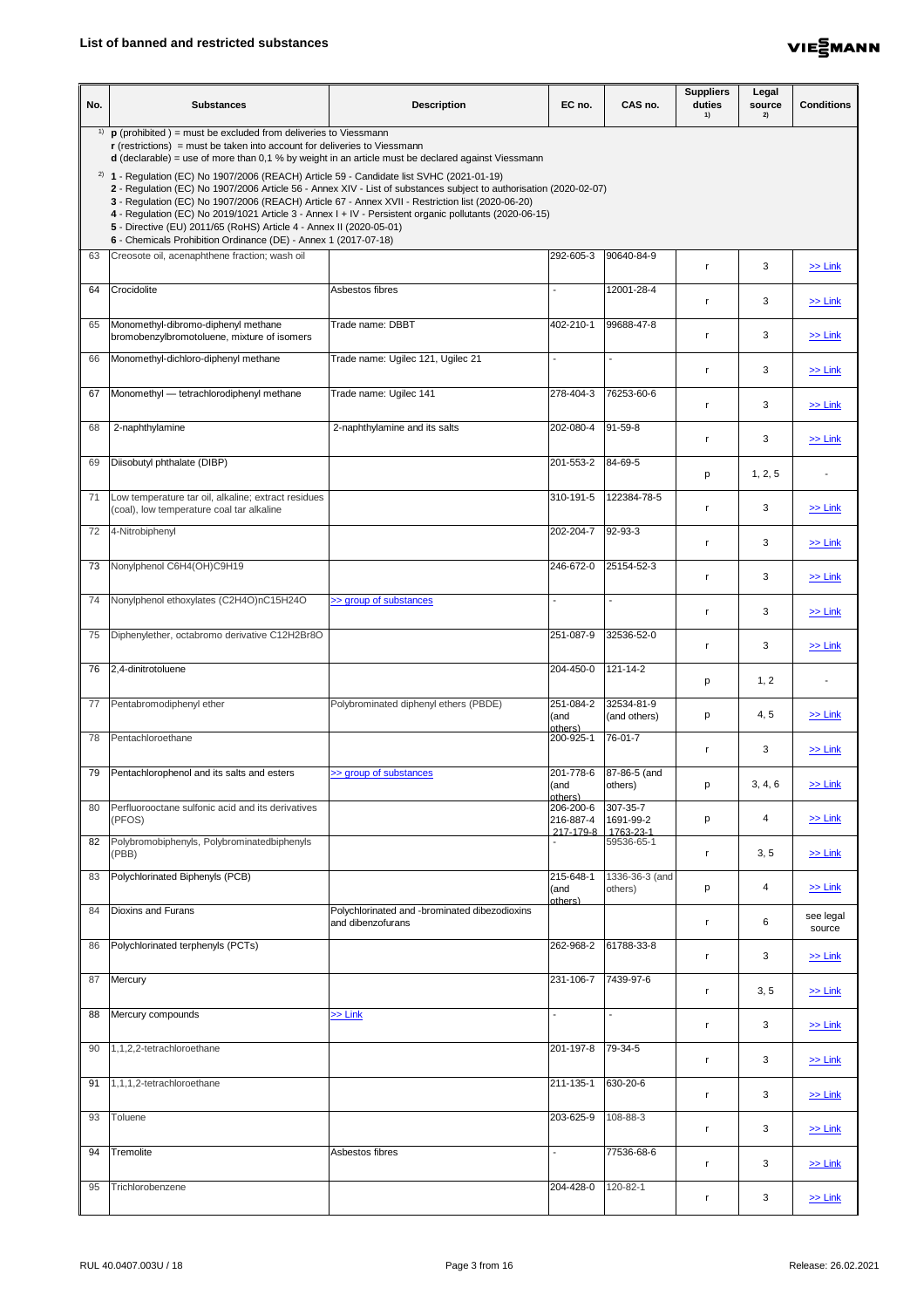## List of banned and restricted substances

| No. | Substances | Description | EC no. | CAS no. | Suppliers duties 1) | Legal source 2) | Conditions |
|---|---|---|---|---|---|---|---|
| 1) | **p** (prohibited ) = must be excluded from deliveries to Viessmann<br>**r** (restrictions) = must be taken into account for deliveries to Viessmann<br>**d** (declarable) = use of more than 0,1 % by weight in an article must be declared against Viessmann | | | | | | |
| 2) | **1** - Regulation (EC) No 1907/2006 (REACH) Article 59 - Candidate list SVHC (2021-01-19)<br>**2** - Regulation (EC) No 1907/2006 Article 56 - Annex XIV - List of substances subject to authorisation (2020-02-07)<br>**3** - Regulation (EC) No 1907/2006 (REACH) Article 67 - Annex XVII - Restriction list (2020-06-20)<br>**4** - Regulation (EC) No 2019/1021 Article 3 - Annex I + IV - Persistent organic pollutants (2020-06-15)<br>**5** - Directive (EU) 2011/65 (RoHS) Article 4 - Annex II (2020-05-01)<br>**6** - Chemicals Prohibition Ordinance (DE) - Annex 1 (2017-07-18) | | | | | | |
| 63 | Creosote oil, acenaphthene fraction; wash oil | | 292-605-3 | 90640-84-9 | r | 3 | >> Link |
| 64 | Crocidolite | Asbestos fibres | - | 12001-28-4 | r | 3 | >> Link |
| 65 | Monomethyl-dibromo-diphenyl methane bromobenzylbromotoluene, mixture of isomers | Trade name: DBBT | 402-210-1 | 99688-47-8 | r | 3 | >> Link |
| 66 | Monomethyl-dichloro-diphenyl methane | Trade name: Ugilec 121, Ugilec 21 | - | - | r | 3 | >> Link |
| 67 | Monomethyl — tetrachlorodiphenyl methane | Trade name: Ugilec 141 | 278-404-3 | 76253-60-6 | r | 3 | >> Link |
| 68 | 2-naphthylamine | 2-naphthylamine and its salts | 202-080-4 | 91-59-8 | r | 3 | >> Link |
| 69 | Diisobutyl phthalate (DIBP) | | 201-553-2 | 84-69-5 | p | 1, 2, 5 | - |
| 71 | Low temperature tar oil, alkaline; extract residues (coal), low temperature coal tar alkaline | | 310-191-5 | 122384-78-5 | r | 3 | >> Link |
| 72 | 4-Nitrobiphenyl | | 202-204-7 | 92-93-3 | r | 3 | >> Link |
| 73 | Nonylphenol C6H4(OH)C9H19 | | 246-672-0 | 25154-52-3 | r | 3 | >> Link |
| 74 | Nonylphenol ethoxylates (C2H4O)nC15H24O | >> group of substances | - | - | r | 3 | >> Link |
| 75 | Diphenylether, octabromo derivative C12H2Br8O | | 251-087-9 | 32536-52-0 | r | 3 | >> Link |
| 76 | 2,4-dinitrotoluene | | 204-450-0 | 121-14-2 | p | 1, 2 | - |
| 77 | Pentabromodiphenyl ether | Polybrominated diphenyl ethers (PBDE) | 251-084-2 (and others) | 32534-81-9 (and others) | p | 4, 5 | >> Link |
| 78 | Pentachloroethane | | 200-925-1 | 76-01-7 | r | 3 | >> Link |
| 79 | Pentachlorophenol and its salts and esters | >> group of substances | 201-778-6 (and others) | 87-86-5 (and others) | p | 3, 4, 6 | >> Link |
| 80 | Perfluorooctane sulfonic acid and its derivatives (PFOS) | | 206-200-6<br>216-887-4<br>217-179-8 | 307-35-7<br>1691-99-2<br>1763-23-1 | p | 4 | >> Link |
| 82 | Polybromobiphenyls, Polybrominatedbiphenyls (PBB) | | - | 59536-65-1 | r | 3, 5 | >> Link |
| 83 | Polychlorinated Biphenyls (PCB) | | 215-648-1 (and others) | 1336-36-3 (and others) | p | 4 | >> Link |
| 84 | Dioxins and Furans | Polychlorinated and -brominated dibezodioxins and dibenzofurans | | | r | 6 | see legal source |
| 86 | Polychlorinated terphenyls (PCTs) | | 262-968-2 | 61788-33-8 | r | 3 | >> Link |
| 87 | Mercury | | 231-106-7 | 7439-97-6 | r | 3, 5 | >> Link |
| 88 | Mercury compounds | >> Link | - | - | r | 3 | >> Link |
| 90 | 1,1,2,2-tetrachloroethane | | 201-197-8 | 79-34-5 | r | 3 | >> Link |
| 91 | 1,1,1,2-tetrachloroethane | | 211-135-1 | 630-20-6 | r | 3 | >> Link |
| 93 | Toluene | | 203-625-9 | 108-88-3 | r | 3 | >> Link |
| 94 | Tremolite | Asbestos fibres | - | 77536-68-6 | r | 3 | >> Link |
| 95 | Trichlorobenzene | | 204-428-0 | 120-82-1 | r | 3 | >> Link |

RUL 40.0407.003U / 18 — Release: 26.02.2021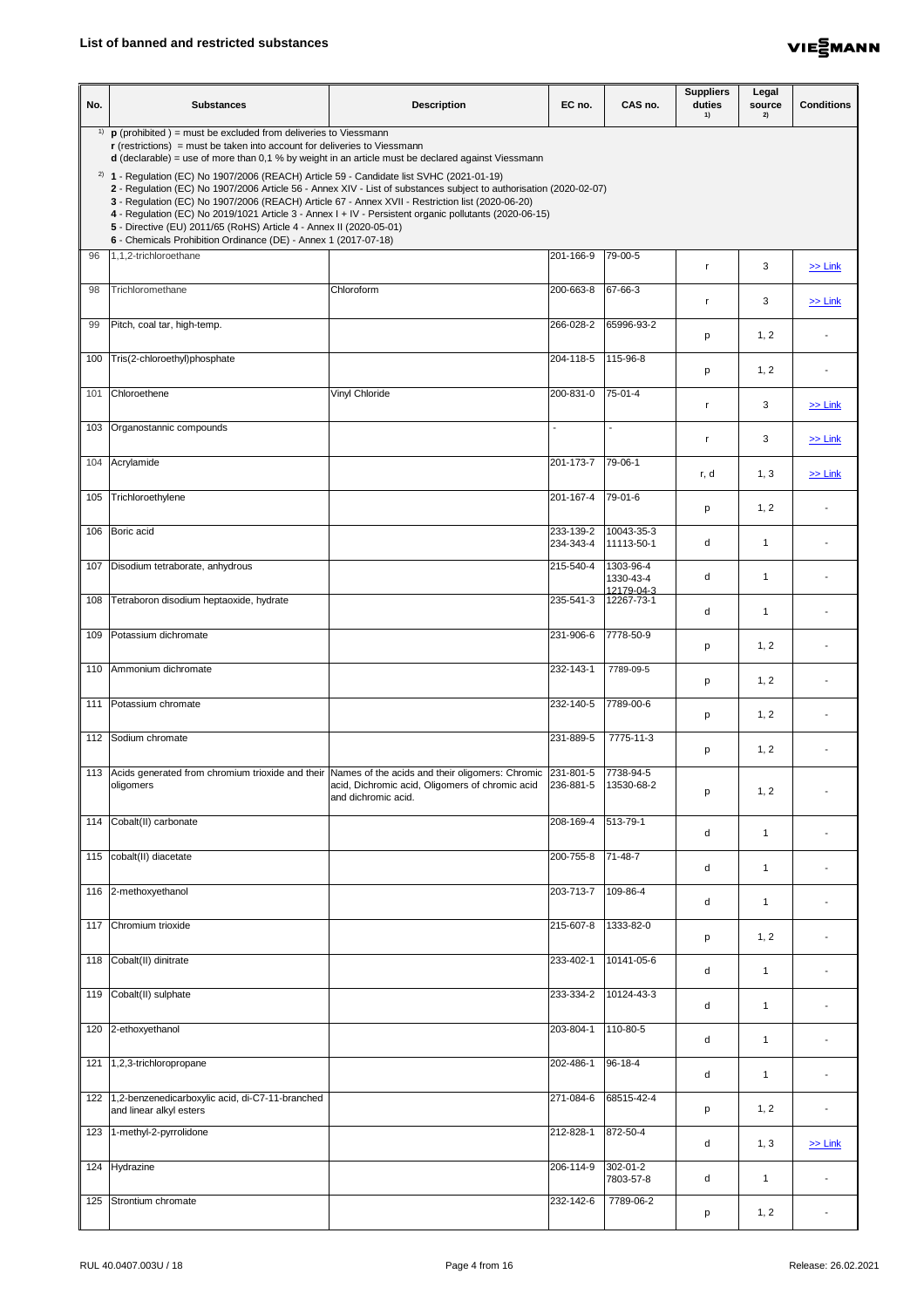## List of banned and restricted substances

| No. | Substances | Description | EC no. | CAS no. | Suppliers duties [1] | Legal source [2] | Conditions |
|---|---|---|---|---|---|---|---|
| 96 | 1,1,2-trichloroethane | | 201-166-9 | 79-00-5 | r | 3 | >> Link |
| 98 | Trichloromethane | Chloroform | 200-663-8 | 67-66-3 | r | 3 | >> Link |
| 99 | Pitch, coal tar, high-temp. | | 266-028-2 | 65996-93-2 | p | 1, 2 | - |
| 100 | Tris(2-chloroethyl)phosphate | | 204-118-5 | 115-96-8 | p | 1, 2 | - |
| 101 | Chloroethene | Vinyl Chloride | 200-831-0 | 75-01-4 | r | 3 | >> Link |
| 103 | Organostannic compounds | | - | - | r | 3 | >> Link |
| 104 | Acrylamide | | 201-173-7 | 79-06-1 | r, d | 1, 3 | >> Link |
| 105 | Trichloroethylene | | 201-167-4 | 79-01-6 | p | 1, 2 | - |
| 106 | Boric acid | | 233-139-2<br>234-343-4 | 10043-35-3<br>11113-50-1 | d | 1 | - |
| 107 | Disodium tetraborate, anhydrous | | 215-540-4 | 1303-96-4<br>1330-43-4<br>12179-04-3 | d | 1 | - |
| 108 | Tetraboron disodium heptaoxide, hydrate | | 235-541-3 | 12267-73-1 | d | 1 | - |
| 109 | Potassium dichromate | | 231-906-6 | 7778-50-9 | p | 1, 2 | - |
| 110 | Ammonium dichromate | | 232-143-1 | 7789-09-5 | p | 1, 2 | - |
| 111 | Potassium chromate | | 232-140-5 | 7789-00-6 | p | 1, 2 | - |
| 112 | Sodium chromate | | 231-889-5 | 7775-11-3 | p | 1, 2 | - |
| 113 | Acids generated from chromium trioxide and their oligomers | Names of the acids and their oligomers: Chromic acid, Dichromic acid, Oligomers of chromic acid and dichromic acid. | 231-801-5<br>236-881-5 | 7738-94-5<br>13530-68-2 | p | 1, 2 | - |
| 114 | Cobalt(II) carbonate | | 208-169-4 | 513-79-1 | d | 1 | - |
| 115 | cobalt(II) diacetate | | 200-755-8 | 71-48-7 | d | 1 | - |
| 116 | 2-methoxyethanol | | 203-713-7 | 109-86-4 | d | 1 | - |
| 117 | Chromium trioxide | | 215-607-8 | 1333-82-0 | p | 1, 2 | - |
| 118 | Cobalt(II) dinitrate | | 233-402-1 | 10141-05-6 | d | 1 | - |
| 119 | Cobalt(II) sulphate | | 233-334-2 | 10124-43-3 | d | 1 | - |
| 120 | 2-ethoxyethanol | | 203-804-1 | 110-80-5 | d | 1 | - |
| 121 | 1,2,3-trichloropropane | | 202-486-1 | 96-18-4 | d | 1 | - |
| 122 | 1,2-benzenedicarboxylic acid, di-C7-11-branched and linear alkyl esters | | 271-084-6 | 68515-42-4 | p | 1, 2 | - |
| 123 | 1-methyl-2-pyrrolidone | | 212-828-1 | 872-50-4 | d | 1, 3 | >> Link |
| 124 | Hydrazine | | 206-114-9 | 302-01-2<br>7803-57-8 | d | 1 | - |
| 125 | Strontium chromate | | 232-142-6 | 7789-06-2 | p | 1, 2 | - |

[1] **p** (prohibited ) = must be excluded from deliveries to Viessmann
**r** (restrictions) = must be taken into account for deliveries to Viessmann
**d** (declarable) = use of more than 0,1 % by weight in an article must be declared against Viessmann

[2] **1** - Regulation (EC) No 1907/2006 (REACH) Article 59 - Candidate list SVHC (2021-01-19)
**2** - Regulation (EC) No 1907/2006 Article 56 - Annex XIV - List of substances subject to authorisation (2020-02-07)
**3** - Regulation (EC) No 1907/2006 (REACH) Article 67 - Annex XVII - Restriction list (2020-06-20)
**4** - Regulation (EC) No 2019/1021 Article 3 - Annex I + IV - Persistent organic pollutants (2020-06-15)
**5** - Directive (EU) 2011/65 (RoHS) Article 4 - Annex II (2020-05-01)
**6** - Chemicals Prohibition Ordinance (DE) - Annex 1 (2017-07-18)

RUL 40.0407.003U / 18 — Release: 26.02.2021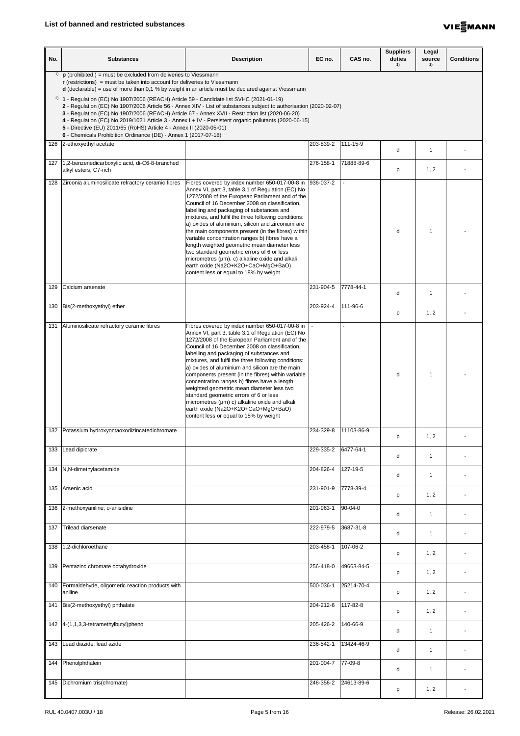## List of banned and restricted substances

| No. | Substances | Description | EC no. | CAS no. | Suppliers duties [1)] | Legal source [2)] | Conditions |
|---|---|---|---|---|---|---|---|
| [1)] **p** (prohibited ) = must be excluded from deliveries to Viessmann<br>**r** (restrictions) = must be taken into account for deliveries to Viessmann<br>**d** (declarable) = use of more than 0,1 % by weight in an article must be declared against Viessmann<br><br>[2)] **1** - Regulation (EC) No 1907/2006 (REACH) Article 59 - Candidate list SVHC (2021-01-19)<br>**2** - Regulation (EC) No 1907/2006 Article 56 - Annex XIV - List of substances subject to authorisation (2020-02-07)<br>**3** - Regulation (EC) No 1907/2006 (REACH) Article 67 - Annex XVII - Restriction list (2020-06-20)<br>**4** - Regulation (EC) No 2019/1021 Article 3 - Annex I + IV - Persistent organic pollutants (2020-06-15)<br>**5** - Directive (EU) 2011/65 (RoHS) Article 4 - Annex II (2020-05-01)<br>**6** - Chemicals Prohibition Ordinance (DE) - Annex 1 (2017-07-18) | | | | | | | |
| 126 | 2-ethoxyethyl acetate | | 203-839-2 | 111-15-9 | d | 1 | - |
| 127 | 1,2-benzenedicarboxylic acid, di-C6-8-branched alkyl esters, C7-rich | | 276-158-1 | 71888-89-6 | p | 1, 2 | - |
| 128 | Zirconia aluminosilicate refractory ceramic fibres | Fibres covered by index number 650-017-00-8 in Annex VI, part 3, table 3.1 of Regulation (EC) No 1272/2008 of the European Parliament and of the Council of 16 December 2008 on classification, labelling and packaging of substances and mixtures, and fulfil the three following conditions: a) oxides of aluminium, silicon and zirconium are the main components present (in the fibres) within variable concentration ranges b) fibres have a length weighted geometric mean diameter less two standard geometric errors of 6 or less micrometres (µm). c) alkaline oxide and alkali earth oxide (Na2O+K2O+CaO+MgO+BaO) content less or equal to 18% by weight | 936-037-2 | - | d | 1 | - |
| 129 | Calcium arsenate | | 231-904-5 | 7778-44-1 | d | 1 | - |
| 130 | Bis(2-methoxyethyl) ether | | 203-924-4 | 111-96-6 | p | 1, 2 | - |
| 131 | Aluminosilicate refractory ceramic fibres | Fibres covered by index number 650-017-00-8 in Annex VI, part 3, table 3.1 of Regulation (EC) No 1272/2008 of the European Parliament and of the Council of 16 December 2008 on classification, labelling and packaging of substances and mixtures, and fulfil the three following conditions: a) oxides of aluminium and silicon are the main components present (in the fibres) within variable concentration ranges b) fibres have a length weighted geometric mean diameter less two standard geometric errors of 6 or less micrometres (µm) c) alkaline oxide and alkali earth oxide (Na2O+K2O+CaO+MgO+BaO) content less or equal to 18% by weight | - | - | d | 1 | - |
| 132 | Potassium hydroxyoctaoxodizincatedichromate | | 234-329-8 | 11103-86-9 | p | 1, 2 | - |
| 133 | Lead dipicrate | | 229-335-2 | 6477-64-1 | d | 1 | - |
| 134 | N,N-dimethylacetamide | | 204-826-4 | 127-19-5 | d | 1 | - |
| 135 | Arsenic acid | | 231-901-9 | 7778-39-4 | p | 1, 2 | - |
| 136 | 2-methoxyaniline; o-anisidine | | 201-963-1 | 90-04-0 | d | 1 | - |
| 137 | Trilead diarsenate | | 222-979-5 | 3687-31-8 | d | 1 | - |
| 138 | 1,2-dichloroethane | | 203-458-1 | 107-06-2 | p | 1, 2 | - |
| 139 | Pentazinc chromate octahydroxide | | 256-418-0 | 49663-84-5 | p | 1, 2 | - |
| 140 | Formaldehyde, oligomeric reaction products with aniline | | 500-036-1 | 25214-70-4 | p | 1, 2 | - |
| 141 | Bis(2-methoxyethyl) phthalate | | 204-212-6 | 117-82-8 | p | 1, 2 | - |
| 142 | 4-(1,1,3,3-tetramethylbutyl)phenol | | 205-426-2 | 140-66-9 | d | 1 | - |
| 143 | Lead diazide, lead azide | | 236-542-1 | 13424-46-9 | d | 1 | - |
| 144 | Phenolphthalein | | 201-004-7 | 77-09-8 | d | 1 | - |
| 145 | Dichromium tris(chromate) | | 246-356-2 | 24613-89-6 | p | 1, 2 | - |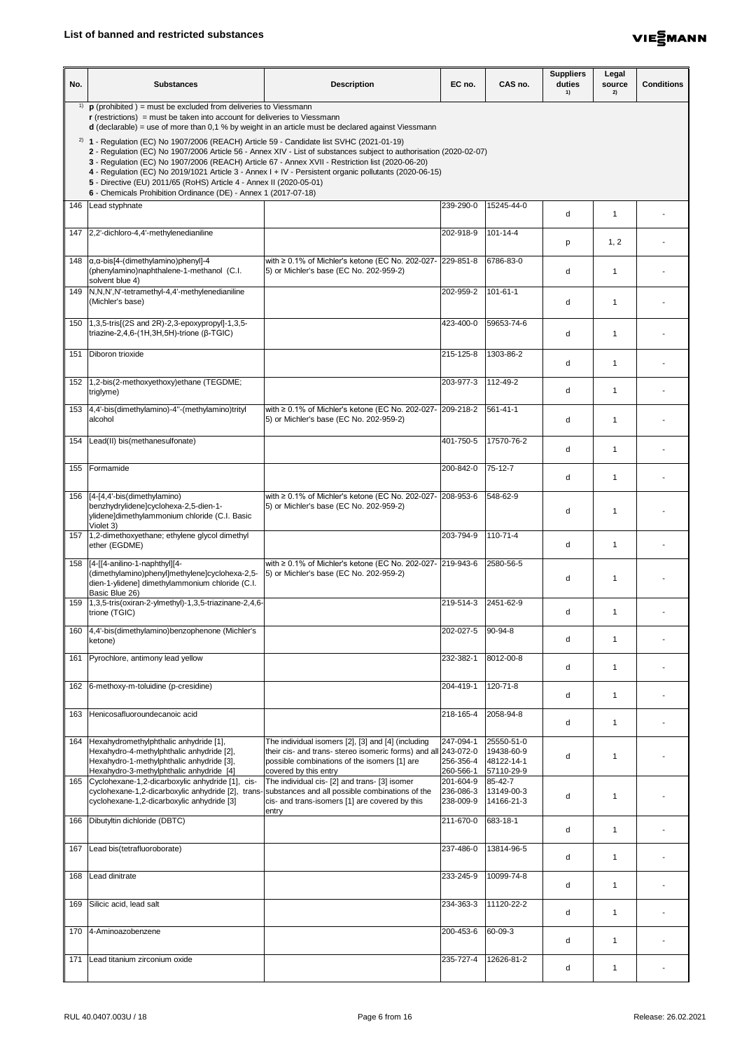## List of banned and restricted substances

| No. | Substances | Description | EC no. | CAS no. | Suppliers duties [1)] | Legal source [2)] | Conditions |
|---|---|---|---|---|---|---|---|
| [1)] | **p** (prohibited ) = must be excluded from deliveries to Viessmann<br>**r** (restrictions) = must be taken into account for deliveries to Viessmann<br>**d** (declarable) = use of more than 0,1 % by weight in an article must be declared against Viessmann | | | | | | |
| [2)] | **1** - Regulation (EC) No 1907/2006 (REACH) Article 59 - Candidate list SVHC (2021-01-19)<br>**2** - Regulation (EC) No 1907/2006 Article 56 - Annex XIV - List of substances subject to authorisation (2020-02-07)<br>**3** - Regulation (EC) No 1907/2006 (REACH) Article 67 - Annex XVII - Restriction list (2020-06-20)<br>**4** - Regulation (EC) No 2019/1021 Article 3 - Annex I + IV - Persistent organic pollutants (2020-06-15)<br>**5** - Directive (EU) 2011/65 (RoHS) Article 4 - Annex II (2020-05-01)<br>**6** - Chemicals Prohibition Ordinance (DE) - Annex 1 (2017-07-18) | | | | | | |
| 146 | Lead styphnate | | 239-290-0 | 15245-44-0 | d | 1 | - |
| 147 | 2,2'-dichloro-4,4'-methylenedianiline | | 202-918-9 | 101-14-4 | p | 1, 2 | - |
| 148 | α,α-bis[4-(dimethylamino)phenyl]-4 (phenylamino)naphthalene-1-methanol (C.I. solvent blue 4) | with ≥ 0.1% of Michler's ketone (EC No. 202-027-5) or Michler's base (EC No. 202-959-2) | 229-851-8 | 6786-83-0 | d | 1 | - |
| 149 | N,N,N',N'-tetramethyl-4,4'-methylenedianiline (Michler's base) | | 202-959-2 | 101-61-1 | d | 1 | - |
| 150 | 1,3,5-tris[(2S and 2R)-2,3-epoxypropyl]-1,3,5-triazine-2,4,6-(1H,3H,5H)-trione (β-TGIC) | | 423-400-0 | 59653-74-6 | d | 1 | - |
| 151 | Diboron trioxide | | 215-125-8 | 1303-86-2 | d | 1 | - |
| 152 | 1,2-bis(2-methoxyethoxy)ethane (TEGDME; triglyme) | | 203-977-3 | 112-49-2 | d | 1 | - |
| 153 | 4,4'-bis(dimethylamino)-4''-(methylamino)trityl alcohol | with ≥ 0.1% of Michler's ketone (EC No. 202-027-5) or Michler's base (EC No. 202-959-2) | 209-218-2 | 561-41-1 | d | 1 | - |
| 154 | Lead(II) bis(methanesulfonate) | | 401-750-5 | 17570-76-2 | d | 1 | - |
| 155 | Formamide | | 200-842-0 | 75-12-7 | d | 1 | - |
| 156 | [4-[4,4'-bis(dimethylamino) benzhydrylidene]cyclohexa-2,5-dien-1-ylidene]dimethylammonium chloride (C.I. Basic Violet 3) | with ≥ 0.1% of Michler's ketone (EC No. 202-027-5) or Michler's base (EC No. 202-959-2) | 208-953-6 | 548-62-9 | d | 1 | - |
| 157 | 1,2-dimethoxyethane; ethylene glycol dimethyl ether (EGDME) | | 203-794-9 | 110-71-4 | d | 1 | - |
| 158 | [4-[[4-anilino-1-naphthyl][4-(dimethylamino)phenyl]methylene]cyclohexa-2,5-dien-1-ylidene] dimethylammonium chloride (C.I. Basic Blue 26) | with ≥ 0.1% of Michler's ketone (EC No. 202-027-5) or Michler's base (EC No. 202-959-2) | 219-943-6 | 2580-56-5 | d | 1 | - |
| 159 | 1,3,5-tris(oxiran-2-ylmethyl)-1,3,5-triazinane-2,4,6-trione (TGIC) | | 219-514-3 | 2451-62-9 | d | 1 | - |
| 160 | 4,4'-bis(dimethylamino)benzophenone (Michler's ketone) | | 202-027-5 | 90-94-8 | d | 1 | - |
| 161 | Pyrochlore, antimony lead yellow | | 232-382-1 | 8012-00-8 | d | 1 | - |
| 162 | 6-methoxy-m-toluidine (p-cresidine) | | 204-419-1 | 120-71-8 | d | 1 | - |
| 163 | Henicosafluoroundecanoic acid | | 218-165-4 | 2058-94-8 | d | 1 | - |
| 164 | Hexahydromethylphthalic anhydride [1], Hexahydro-4-methylphthalic anhydride [2], Hexahydro-1-methylphthalic anhydride [3], Hexahydro-3-methylphthalic anhydride [4] | The individual isomers [2], [3] and [4] (including their cis- and trans- stereo isomeric forms) and all possible combinations of the isomers [1] are covered by this entry | 247-094-1<br>243-072-0<br>256-356-4<br>260-566-1 | 25550-51-0<br>19438-60-9<br>48122-14-1<br>57110-29-9 | d | 1 | - |
| 165 | Cyclohexane-1,2-dicarboxylic anhydride [1], cis-cyclohexane-1,2-dicarboxylic anhydride [2], trans-cyclohexane-1,2-dicarboxylic anhydride [3] | The individual cis- [2] and trans- [3] isomer substances and all possible combinations of the cis- and trans-isomers [1] are covered by this entry | 201-604-9<br>236-086-3<br>238-009-9 | 85-42-7<br>13149-00-3<br>14166-21-3 | d | 1 | - |
| 166 | Dibutyltin dichloride (DBTC) | | 211-670-0 | 683-18-1 | d | 1 | - |
| 167 | Lead bis(tetrafluoroborate) | | 237-486-0 | 13814-96-5 | d | 1 | - |
| 168 | Lead dinitrate | | 233-245-9 | 10099-74-8 | d | 1 | - |
| 169 | Silicic acid, lead salt | | 234-363-3 | 11120-22-2 | d | 1 | - |
| 170 | 4-Aminoazobenzene | | 200-453-6 | 60-09-3 | d | 1 | - |
| 171 | Lead titanium zirconium oxide | | 235-727-4 | 12626-81-2 | d | 1 | - |

RUL 40.0407.003U / 18 — Release: 26.02.2021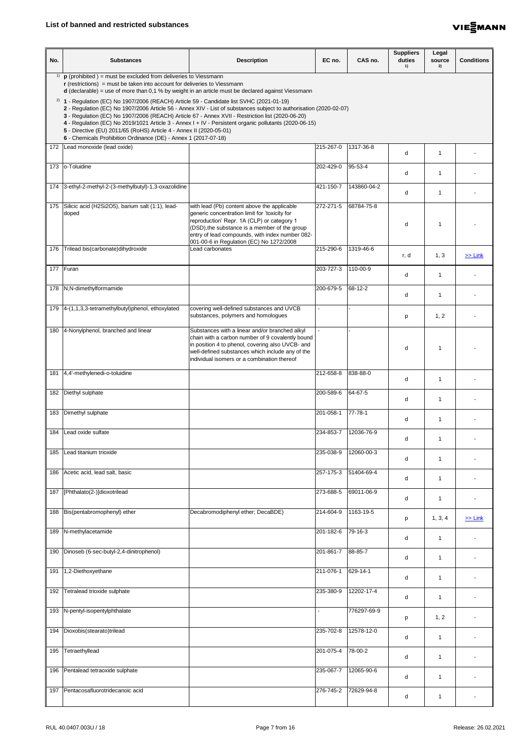# List of banned and restricted substances

| No. | Substances | Description | EC no. | CAS no. | Suppliers duties 1) | Legal source 2) | Conditions |
|---|---|---|---|---|---|---|---|
| 172 | Lead monoxide (lead oxide) | | 215-267-0 | 1317-36-8 | d | 1 | - |
| 173 | o-Toluidine | | 202-429-0 | 95-53-4 | d | 1 | - |
| 174 | 3-ethyl-2-methyl-2-(3-methylbutyl)-1,3-oxazolidine | | 421-150-7 | 143860-04-2 | d | 1 | - |
| 175 | Silicic acid (H2Si2O5), barium salt (1:1), lead-doped | with lead (Pb) content above the applicable generic concentration limit for 'toxicity for reproduction' Repr. 1A (CLP) or category 1 (DSD),the substance is a member of the group entry of lead compounds, with index number 082-001-00-6 in Regulation (EC) No 1272/2008 | 272-271-5 | 68784-75-8 | d | 1 | - |
| 176 | Trilead bis(carbonate)dihydroxide | Lead carbonates | 215-290-6 | 1319-46-6 | r, d | 1, 3 | >> Link |
| 177 | Furan | | 203-727-3 | 110-00-9 | d | 1 | - |
| 178 | N,N-dimethylformamide | | 200-679-5 | 68-12-2 | d | 1 | - |
| 179 | 4-(1,1,3,3-tetramethylbutyl)phenol, ethoxylated | covering well-defined substances and UVCB substances, polymers and homologues | - | - | p | 1, 2 | - |
| 180 | 4-Nonylphenol, branched and linear | Substances with a linear and/or branched alkyl chain with a carbon number of 9 covalently bound in position 4 to phenol, covering also UVCB- and well-defined substances which include any of the individual isomers or a combination thereof | - | - | d | 1 | - |
| 181 | 4,4'-methylenedi-o-toluidine | | 212-658-8 | 838-88-0 | d | 1 | - |
| 182 | Diethyl sulphate | | 200-589-6 | 64-67-5 | d | 1 | - |
| 183 | Dimethyl sulphate | | 201-058-1 | 77-78-1 | d | 1 | - |
| 184 | Lead oxide sulfate | | 234-853-7 | 12036-76-9 | d | 1 | - |
| 185 | Lead titanium trioxide | | 235-038-9 | 12060-00-3 | d | 1 | - |
| 186 | Acetic acid, lead salt, basic | | 257-175-3 | 51404-69-4 | d | 1 | - |
| 187 | [Phthalato(2-)]dioxotrilead | | 273-688-5 | 69011-06-9 | d | 1 | - |
| 188 | Bis(pentabromophenyl) ether | Decabromodiphenyl ether; DecaBDE) | 214-604-9 | 1163-19-5 | p | 1, 3, 4 | >> Link |
| 189 | N-methylacetamide | | 201-182-6 | 79-16-3 | d | 1 | - |
| 190 | Dinoseb (6-sec-butyl-2,4-dinitrophenol) | | 201-861-7 | 88-85-7 | d | 1 | - |
| 191 | 1,2-Diethoxyethane | | 211-076-1 | 629-14-1 | d | 1 | - |
| 192 | Tetralead trioxide sulphate | | 235-380-9 | 12202-17-4 | d | 1 | - |
| 193 | N-pentyl-isopentylphthalate | | - | 776297-69-9 | p | 1, 2 | - |
| 194 | Dioxobis(stearato)trilead | | 235-702-8 | 12578-12-0 | d | 1 | - |
| 195 | Tetraethyllead | | 201-075-4 | 78-00-2 | d | 1 | - |
| 196 | Pentalead tetraoxide sulphate | | 235-067-7 | 12065-90-6 | d | 1 | - |
| 197 | Pentacosafluorotridecanoic acid | | 276-745-2 | 72629-94-8 | d | 1 | - |

1) **p** (prohibited ) = must be excluded from deliveries to Viessmann
**r** (restrictions) = must be taken into account for deliveries to Viessmann
**d** (declarable) = use of more than 0,1 % by weight in an article must be declared against Viessmann

2) **1** - Regulation (EC) No 1907/2006 (REACH) Article 59 - Candidate list SVHC (2021-01-19)
**2** - Regulation (EC) No 1907/2006 Article 56 - Annex XIV - List of substances subject to authorisation (2020-02-07)
**3** - Regulation (EC) No 1907/2006 (REACH) Article 67 - Annex XVII - Restriction list (2020-06-20)
**4** - Regulation (EC) No 2019/1021 Article 3 - Annex I + IV - Persistent organic pollutants (2020-06-15)
**5** - Directive (EU) 2011/65 (RoHS) Article 4 - Annex II (2020-05-01)
**6** - Chemicals Prohibition Ordinance (DE) - Annex 1 (2017-07-18)

RUL 40.0407.003U / 18 — Release: 26.02.2021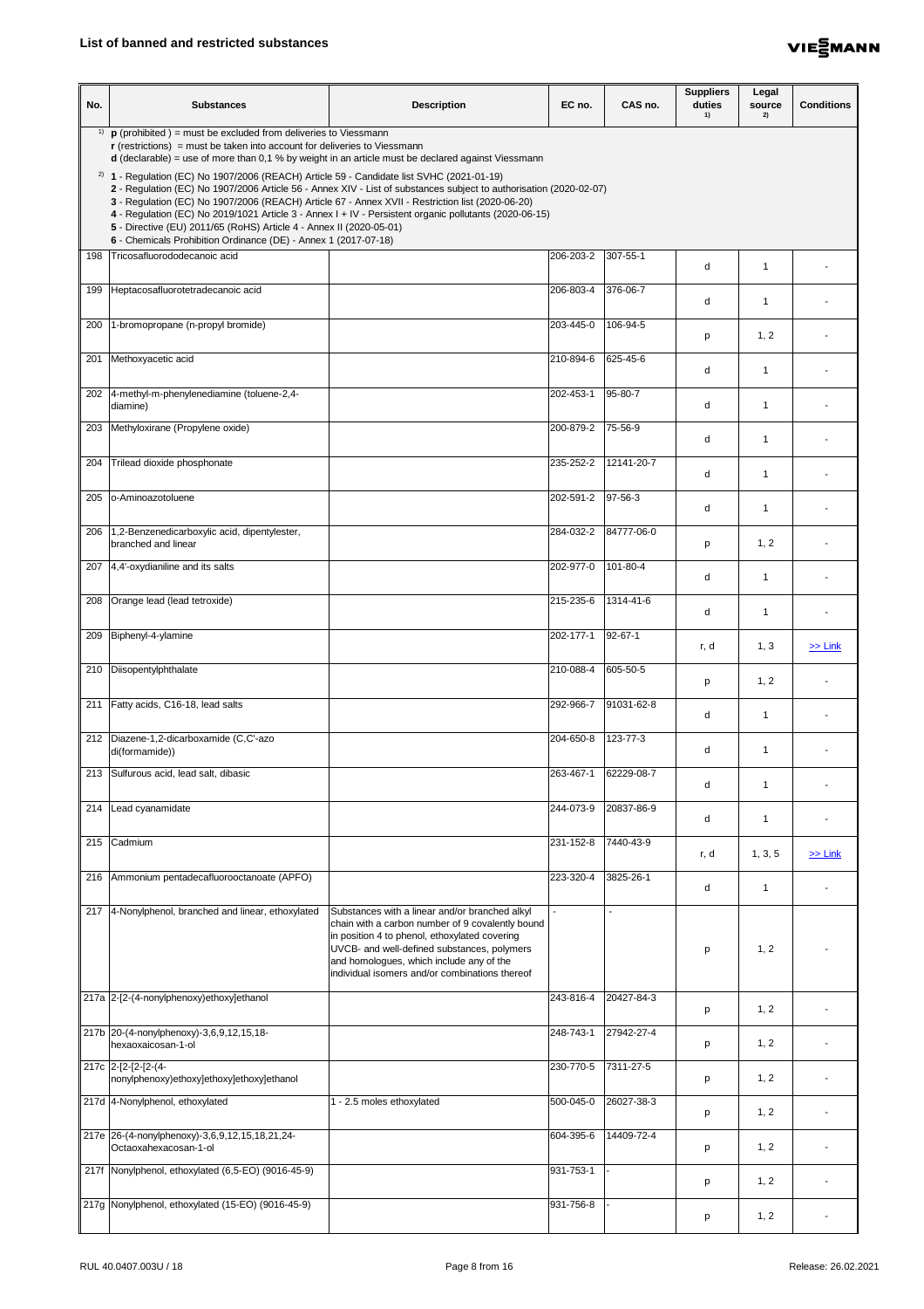## List of banned and restricted substances

| No. | Substances | Description | EC no. | CAS no. | Suppliers duties [1)] | Legal source [2)] | Conditions |
|---|---|---|---|---|---|---|---|
| | [1)] **p** (prohibited ) = must be excluded from deliveries to Viessmann<br>**r** (restrictions) = must be taken into account for deliveries to Viessmann<br>**d** (declarable) = use of more than 0,1 % by weight in an article must be declared against Viessmann<br><br>[2)] **1** - Regulation (EC) No 1907/2006 (REACH) Article 59 - Candidate list SVHC (2021-01-19)<br>**2** - Regulation (EC) No 1907/2006 Article 56 - Annex XIV - List of substances subject to authorisation (2020-02-07)<br>**3** - Regulation (EC) No 1907/2006 (REACH) Article 67 - Annex XVII - Restriction list (2020-06-20)<br>**4** - Regulation (EC) No 2019/1021 Article 3 - Annex I + IV - Persistent organic pollutants (2020-06-15)<br>**5** - Directive (EU) 2011/65 (RoHS) Article 4 - Annex II (2020-05-01)<br>**6** - Chemicals Prohibition Ordinance (DE) - Annex 1 (2017-07-18) | | | | | | |
| 198 | Tricosafluorododecanoic acid | | 206-203-2 | 307-55-1 | d | 1 | - |
| 199 | Heptacosafluorotetradecanoic acid | | 206-803-4 | 376-06-7 | d | 1 | - |
| 200 | 1-bromopropane (n-propyl bromide) | | 203-445-0 | 106-94-5 | p | 1, 2 | - |
| 201 | Methoxyacetic acid | | 210-894-6 | 625-45-6 | d | 1 | - |
| 202 | 4-methyl-m-phenylenediamine (toluene-2,4-diamine) | | 202-453-1 | 95-80-7 | d | 1 | - |
| 203 | Methyloxirane (Propylene oxide) | | 200-879-2 | 75-56-9 | d | 1 | - |
| 204 | Trilead dioxide phosphonate | | 235-252-2 | 12141-20-7 | d | 1 | - |
| 205 | o-Aminoazotoluene | | 202-591-2 | 97-56-3 | d | 1 | - |
| 206 | 1,2-Benzenedicarboxylic acid, dipentylester, branched and linear | | 284-032-2 | 84777-06-0 | p | 1, 2 | - |
| 207 | 4,4'-oxydianiline and its salts | | 202-977-0 | 101-80-4 | d | 1 | - |
| 208 | Orange lead (lead tetroxide) | | 215-235-6 | 1314-41-6 | d | 1 | - |
| 209 | Biphenyl-4-ylamine | | 202-177-1 | 92-67-1 | r, d | 1, 3 | >> Link |
| 210 | Diisopentylphthalate | | 210-088-4 | 605-50-5 | p | 1, 2 | - |
| 211 | Fatty acids, C16-18, lead salts | | 292-966-7 | 91031-62-8 | d | 1 | - |
| 212 | Diazene-1,2-dicarboxamide (C,C'-azo di(formamide)) | | 204-650-8 | 123-77-3 | d | 1 | - |
| 213 | Sulfurous acid, lead salt, dibasic | | 263-467-1 | 62229-08-7 | d | 1 | - |
| 214 | Lead cyanamidate | | 244-073-9 | 20837-86-9 | d | 1 | - |
| 215 | Cadmium | | 231-152-8 | 7440-43-9 | r, d | 1, 3, 5 | >> Link |
| 216 | Ammonium pentadecafluorooctanoate (APFO) | | 223-320-4 | 3825-26-1 | d | 1 | - |
| 217 | 4-Nonylphenol, branched and linear, ethoxylated | Substances with a linear and/or branched alkyl chain with a carbon number of 9 covalently bound in position 4 to phenol, ethoxylated covering UVCB- and well-defined substances, polymers and homologues, which include any of the individual isomers and/or combinations thereof | - | - | p | 1, 2 | - |
| 217a | 2-[2-(4-nonylphenoxy)ethoxy]ethanol | | 243-816-4 | 20427-84-3 | p | 1, 2 | - |
| 217b | 20-(4-nonylphenoxy)-3,6,9,12,15,18-hexaoxaicosan-1-ol | | 248-743-1 | 27942-27-4 | p | 1, 2 | - |
| 217c | 2-[2-[2-[2-(4-nonylphenoxy)ethoxy]ethoxy]ethoxy]ethanol | | 230-770-5 | 7311-27-5 | p | 1, 2 | - |
| 217d | 4-Nonylphenol, ethoxylated | 1 - 2.5 moles ethoxylated | 500-045-0 | 26027-38-3 | p | 1, 2 | - |
| 217e | 26-(4-nonylphenoxy)-3,6,9,12,15,18,21,24-Octaoxahexacosan-1-ol | | 604-395-6 | 14409-72-4 | p | 1, 2 | - |
| 217f | Nonylphenol, ethoxylated (6,5-EO) (9016-45-9) | | 931-753-1 | - | p | 1, 2 | - |
| 217g | Nonylphenol, ethoxylated (15-EO) (9016-45-9) | | 931-756-8 | - | p | 1, 2 | - |

RUL 40.0407.003U / 18 — Release: 26.02.2021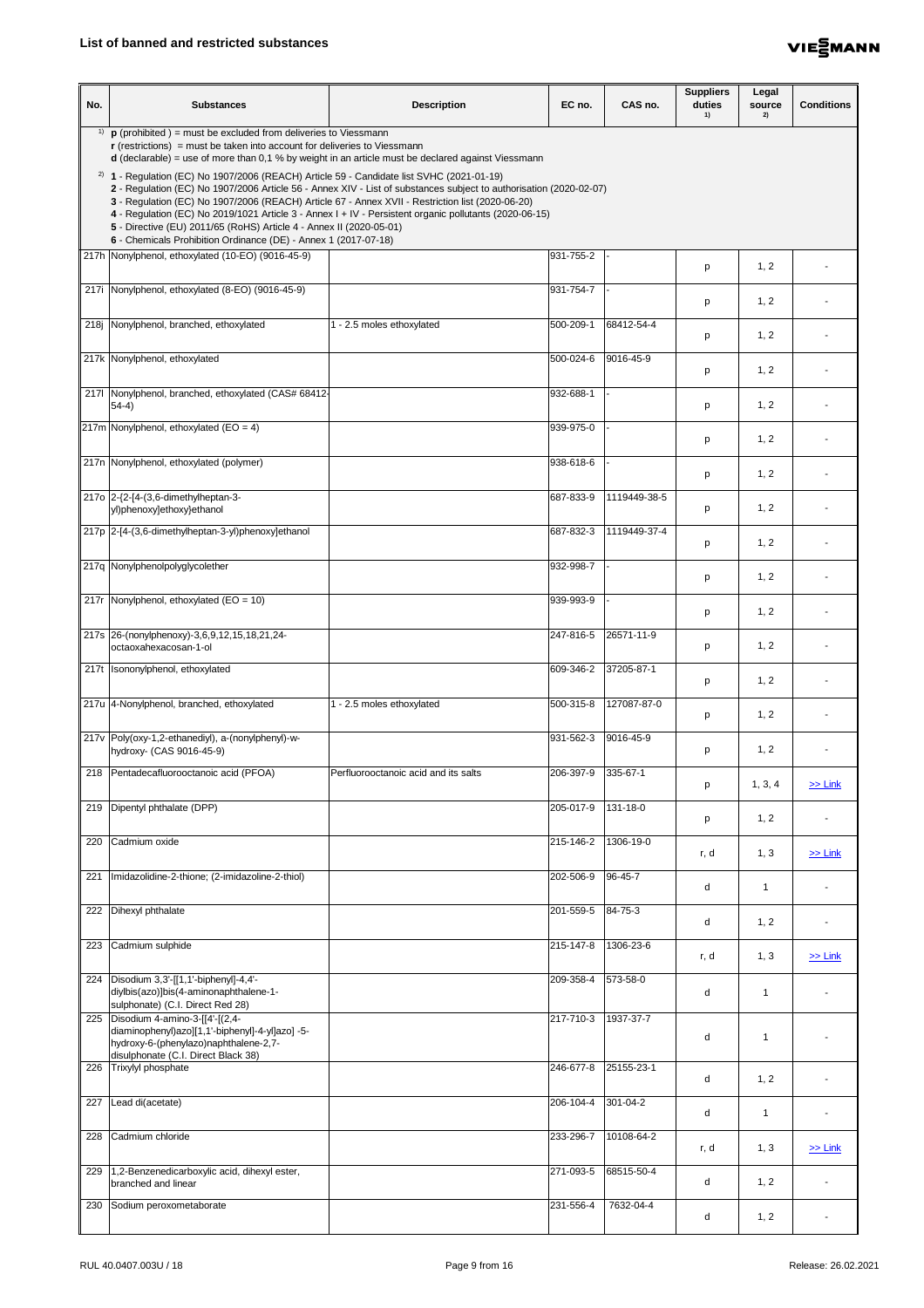## List of banned and restricted substances

| No. | Substances | Description | EC no. | CAS no. | Suppliers duties [1] | Legal source [2] | Conditions |
|---|---|---|---|---|---|---|---|
| 217h | Nonylphenol, ethoxylated (10-EO) (9016-45-9) | | 931-755-2 | - | p | 1, 2 | - |
| 217i | Nonylphenol, ethoxylated (8-EO) (9016-45-9) | | 931-754-7 | - | p | 1, 2 | - |
| 218j | Nonylphenol, branched, ethoxylated | 1 - 2.5 moles ethoxylated | 500-209-1 | 68412-54-4 | p | 1, 2 | - |
| 217k | Nonylphenol, ethoxylated | | 500-024-6 | 9016-45-9 | p | 1, 2 | - |
| 217l | Nonylphenol, branched, ethoxylated (CAS# 68412-54-4) | | 932-688-1 | - | p | 1, 2 | - |
| 217m | Nonylphenol, ethoxylated (EO = 4) | | 939-975-0 | - | p | 1, 2 | - |
| 217n | Nonylphenol, ethoxylated (polymer) | | 938-618-6 | - | p | 1, 2 | - |
| 217o | 2-{2-[4-(3,6-dimethylheptan-3-yl)phenoxy]ethoxy}ethanol | | 687-833-9 | 1119449-38-5 | p | 1, 2 | - |
| 217p | 2-[4-(3,6-dimethylheptan-3-yl)phenoxy]ethanol | | 687-832-3 | 1119449-37-4 | p | 1, 2 | - |
| 217q | Nonylphenolpolyglycolether | | 932-998-7 | - | p | 1, 2 | - |
| 217r | Nonylphenol, ethoxylated (EO = 10) | | 939-993-9 | - | p | 1, 2 | - |
| 217s | 26-(nonylphenoxy)-3,6,9,12,15,18,21,24-octaoxahexacosan-1-ol | | 247-816-5 | 26571-11-9 | p | 1, 2 | - |
| 217t | Isononylphenol, ethoxylated | | 609-346-2 | 37205-87-1 | p | 1, 2 | - |
| 217u | 4-Nonylphenol, branched, ethoxylated | 1 - 2.5 moles ethoxylated | 500-315-8 | 127087-87-0 | p | 1, 2 | - |
| 217v | Poly(oxy-1,2-ethanediyl), a-(nonylphenyl)-w-hydroxy- (CAS 9016-45-9) | | 931-562-3 | 9016-45-9 | p | 1, 2 | - |
| 218 | Pentadecafluorooctanoic acid (PFOA) | Perfluorooctanoic acid and its salts | 206-397-9 | 335-67-1 | p | 1, 3, 4 | >> Link |
| 219 | Dipentyl phthalate (DPP) | | 205-017-9 | 131-18-0 | p | 1, 2 | - |
| 220 | Cadmium oxide | | 215-146-2 | 1306-19-0 | r, d | 1, 3 | >> Link |
| 221 | Imidazolidine-2-thione; (2-imidazoline-2-thiol) | | 202-506-9 | 96-45-7 | d | 1 | - |
| 222 | Dihexyl phthalate | | 201-559-5 | 84-75-3 | d | 1, 2 | - |
| 223 | Cadmium sulphide | | 215-147-8 | 1306-23-6 | r, d | 1, 3 | >> Link |
| 224 | Disodium 3,3'-[[1,1'-biphenyl]-4,4'-diylbis(azo)]bis(4-aminonaphthalene-1-sulphonate) (C.I. Direct Red 28) | | 209-358-4 | 573-58-0 | d | 1 | - |
| 225 | Disodium 4-amino-3-[[4'-[(2,4-diaminophenyl)azo][1,1'-biphenyl]-4-yl]azo] -5-hydroxy-6-(phenylazo)naphthalene-2,7-disulphonate (C.I. Direct Black 38) | | 217-710-3 | 1937-37-7 | d | 1 | - |
| 226 | Trixylyl phosphate | | 246-677-8 | 25155-23-1 | d | 1, 2 | - |
| 227 | Lead di(acetate) | | 206-104-4 | 301-04-2 | d | 1 | - |
| 228 | Cadmium chloride | | 233-296-7 | 10108-64-2 | r, d | 1, 3 | >> Link |
| 229 | 1,2-Benzenedicarboxylic acid, dihexyl ester, branched and linear | | 271-093-5 | 68515-50-4 | d | 1, 2 | - |
| 230 | Sodium peroxometaborate | | 231-556-4 | 7632-04-4 | d | 1, 2 | - |

[1] **p** (prohibited ) = must be excluded from deliveries to Viessmann
**r** (restrictions) = must be taken into account for deliveries to Viessmann
**d** (declarable) = use of more than 0,1 % by weight in an article must be declared against Viessmann

[2] **1** - Regulation (EC) No 1907/2006 (REACH) Article 59 - Candidate list SVHC (2021-01-19)
**2** - Regulation (EC) No 1907/2006 Article 56 - Annex XIV - List of substances subject to authorisation (2020-02-07)
**3** - Regulation (EC) No 1907/2006 (REACH) Article 67 - Annex XVII - Restriction list (2020-06-20)
**4** - Regulation (EC) No 2019/1021 Article 3 - Annex I + IV - Persistent organic pollutants (2020-06-15)
**5** - Directive (EU) 2011/65 (RoHS) Article 4 - Annex II (2020-05-01)
**6** - Chemicals Prohibition Ordinance (DE) - Annex 1 (2017-07-18)

RUL 40.0407.003U / 18 | Release: 26.02.2021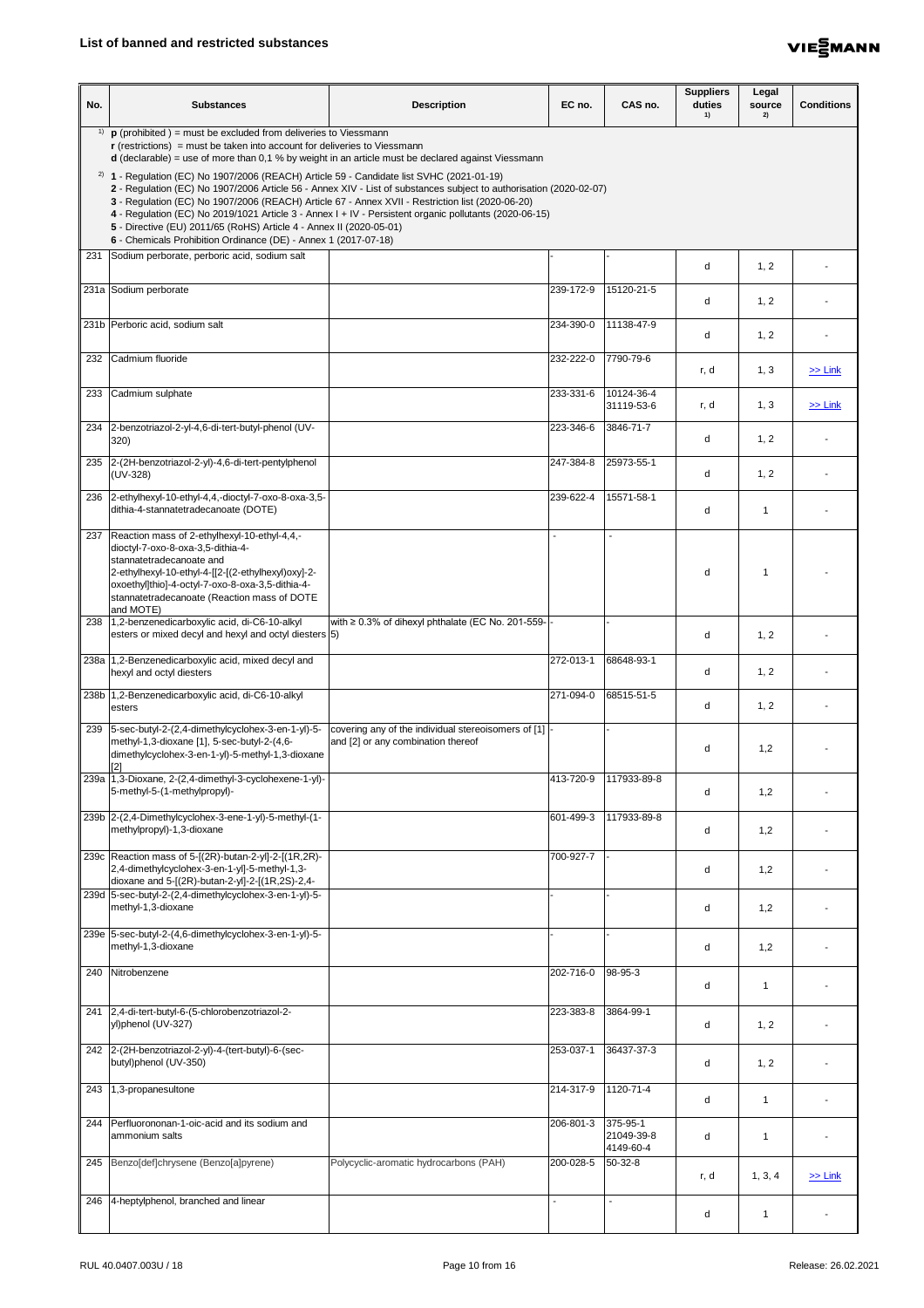## List of banned and restricted substances

| No. | Substances | Description | EC no. | CAS no. | Suppliers duties 1) | Legal source 2) | Conditions |
|---|---|---|---|---|---|---|---|
| 1) | **p** (prohibited ) = must be excluded from deliveries to Viessmann<br>**r** (restrictions) = must be taken into account for deliveries to Viessmann<br>**d** (declarable) = use of more than 0,1 % by weight in an article must be declared against Viessmann | | | | | | |
| 2) | **1** - Regulation (EC) No 1907/2006 (REACH) Article 59 - Candidate list SVHC (2021-01-19)<br>**2** - Regulation (EC) No 1907/2006 Article 56 - Annex XIV - List of substances subject to authorisation (2020-02-07)<br>**3** - Regulation (EC) No 1907/2006 (REACH) Article 67 - Annex XVII - Restriction list (2020-06-20)<br>**4** - Regulation (EC) No 2019/1021 Article 3 - Annex I + IV - Persistent organic pollutants (2020-06-15)<br>**5** - Directive (EU) 2011/65 (RoHS) Article 4 - Annex II (2020-05-01)<br>**6** - Chemicals Prohibition Ordinance (DE) - Annex 1 (2017-07-18) | | | | | | |
| 231 | Sodium perborate, perboric acid, sodium salt | | - | - | d | 1, 2 | - |
| 231a | Sodium perborate | | 239-172-9 | 15120-21-5 | d | 1, 2 | - |
| 231b | Perboric acid, sodium salt | | 234-390-0 | 11138-47-9 | d | 1, 2 | - |
| 232 | Cadmium fluoride | | 232-222-0 | 7790-79-6 | r, d | 1, 3 | >> Link |
| 233 | Cadmium sulphate | | 233-331-6 | 10124-36-4<br>31119-53-6 | r, d | 1, 3 | >> Link |
| 234 | 2-benzotriazol-2-yl-4,6-di-tert-butyl-phenol (UV-320) | | 223-346-6 | 3846-71-7 | d | 1, 2 | - |
| 235 | 2-(2H-benzotriazol-2-yl)-4,6-di-tert-pentylphenol (UV-328) | | 247-384-8 | 25973-55-1 | d | 1, 2 | - |
| 236 | 2-ethylhexyl-10-ethyl-4,4,-dioctyl-7-oxo-8-oxa-3,5-dithia-4-stannatetradecanoate (DOTE) | | 239-622-4 | 15571-58-1 | d | 1 | - |
| 237 | Reaction mass of 2-ethylhexyl-10-ethyl-4,4,-dioctyl-7-oxo-8-oxa-3,5-dithia-4-stannatetradecanoate and 2-ethylhexyl-10-ethyl-4-[[2-[(2-ethylhexyl)oxy]-2-oxoethyl]thio]-4-octyl-7-oxo-8-oxa-3,5-dithia-4-stannatetradecanoate (Reaction mass of DOTE and MOTE) | | - | - | d | 1 | - |
| 238 | 1,2-benzenedicarboxylic acid, di-C6-10-alkyl esters or mixed decyl and hexyl and octyl diesters | with ≥ 0.3% of dihexyl phthalate (EC No. 201-559-5) | - | - | d | 1, 2 | - |
| 238a | 1,2-Benzenedicarboxylic acid, mixed decyl and hexyl and octyl diesters | | 272-013-1 | 68648-93-1 | d | 1, 2 | - |
| 238b | 1,2-Benzenedicarboxylic acid, di-C6-10-alkyl esters | | 271-094-0 | 68515-51-5 | d | 1, 2 | - |
| 239 | 5-sec-butyl-2-(2,4-dimethylcyclohex-3-en-1-yl)-5-methyl-1,3-dioxane [1], 5-sec-butyl-2-(4,6-dimethylcyclohex-3-en-1-yl)-5-methyl-1,3-dioxane [2] | covering any of the individual stereoisomers of [1] and [2] or any combination thereof | - | - | d | 1,2 | - |
| 239a | 1,3-Dioxane, 2-(2,4-dimethyl-3-cyclohexene-1-yl)-5-methyl-5-(1-methylpropyl)- | | 413-720-9 | 117933-89-8 | d | 1,2 | - |
| 239b | 2-(2,4-Dimethylcyclohex-3-ene-1-yl)-5-methyl-(1-methylpropyl)-1,3-dioxane | | 601-499-3 | 117933-89-8 | d | 1,2 | - |
| 239c | Reaction mass of 5-[(2R)-butan-2-yl]-2-[(1R,2R)-2,4-dimethylcyclohex-3-en-1-yl]-5-methyl-1,3-dioxane and 5-[(2R)-butan-2-yl]-2-[(1R,2S)-2,4- | | 700-927-7 | - | d | 1,2 | - |
| 239d | 5-sec-butyl-2-(2,4-dimethylcyclohex-3-en-1-yl)-5-methyl-1,3-dioxane | | - | - | d | 1,2 | - |
| 239e | 5-sec-butyl-2-(4,6-dimethylcyclohex-3-en-1-yl)-5-methyl-1,3-dioxane | | - | - | d | 1,2 | - |
| 240 | Nitrobenzene | | 202-716-0 | 98-95-3 | d | 1 | - |
| 241 | 2,4-di-tert-butyl-6-(5-chlorobenzotriazol-2-yl)phenol (UV-327) | | 223-383-8 | 3864-99-1 | d | 1, 2 | - |
| 242 | 2-(2H-benzotriazol-2-yl)-4-(tert-butyl)-6-(sec-butyl)phenol (UV-350) | | 253-037-1 | 36437-37-3 | d | 1, 2 | - |
| 243 | 1,3-propanesultone | | 214-317-9 | 1120-71-4 | d | 1 | - |
| 244 | Perfluorononan-1-oic-acid and its sodium and ammonium salts | | 206-801-3 | 375-95-1<br>21049-39-8<br>4149-60-4 | d | 1 | - |
| 245 | Benzo[def]chrysene (Benzo[a]pyrene) | Polycyclic-aromatic hydrocarbons (PAH) | 200-028-5 | 50-32-8 | r, d | 1, 3, 4 | >> Link |
| 246 | 4-heptylphenol, branched and linear | | - | - | d | 1 | - |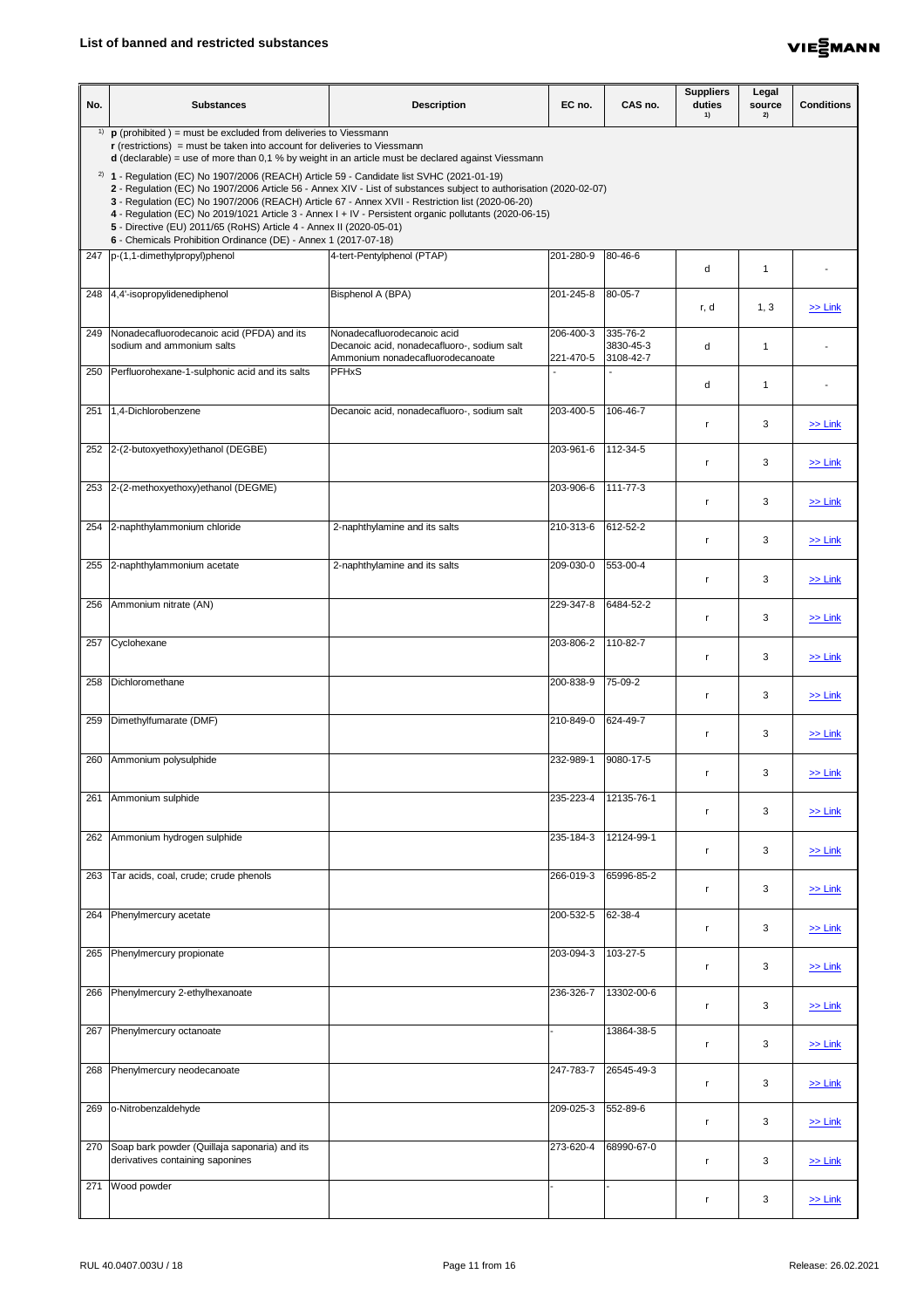## List of banned and restricted substances

| No. | Substances | Description | EC no. | CAS no. | Suppliers duties [1)] | Legal source [2)] | Conditions |
|---|---|---|---|---|---|---|---|
| [1)] **p** (prohibited ) = must be excluded from deliveries to Viessmann<br>**r** (restrictions) = must be taken into account for deliveries to Viessmann<br>**d** (declarable) = use of more than 0,1 % by weight in an article must be declared against Viessmann<br>[2)] **1** - Regulation (EC) No 1907/2006 (REACH) Article 59 - Candidate list SVHC (2021-01-19)<br>**2** - Regulation (EC) No 1907/2006 Article 56 - Annex XIV - List of substances subject to authorisation (2020-02-07)<br>**3** - Regulation (EC) No 1907/2006 (REACH) Article 67 - Annex XVII - Restriction list (2020-06-20)<br>**4** - Regulation (EC) No 2019/1021 Article 3 - Annex I + IV - Persistent organic pollutants (2020-06-15)<br>**5** - Directive (EU) 2011/65 (RoHS) Article 4 - Annex II (2020-05-01)<br>**6** - Chemicals Prohibition Ordinance (DE) - Annex 1 (2017-07-18) | | | | | | | |
| 247 | p-(1,1-dimethylpropyl)phenol | 4-tert-Pentylphenol (PTAP) | 201-280-9 | 80-46-6 | d | 1 | - |
| 248 | 4,4'-isopropylidenediphenol | Bisphenol A (BPA) | 201-245-8 | 80-05-7 | r, d | 1, 3 | >> Link |
| 249 | Nonadecafluorodecanoic acid (PFDA) and its sodium and ammonium salts | Nonadecafluorodecanoic acid<br>Decanoic acid, nonadecafluoro-, sodium salt<br>Ammonium nonadecafluorodecanoate | 206-400-3<br><br>221-470-5 | 335-76-2<br>3830-45-3<br>3108-42-7 | d | 1 | - |
| 250 | Perfluorohexane-1-sulphonic acid and its salts | PFHxS | - | - | d | 1 | - |
| 251 | 1,4-Dichlorobenzene | Decanoic acid, nonadecafluoro-, sodium salt | 203-400-5 | 106-46-7 | r | 3 | >> Link |
| 252 | 2-(2-butoxyethoxy)ethanol (DEGBE) | | 203-961-6 | 112-34-5 | r | 3 | >> Link |
| 253 | 2-(2-methoxyethoxy)ethanol (DEGME) | | 203-906-6 | 111-77-3 | r | 3 | >> Link |
| 254 | 2-naphthylammonium chloride | 2-naphthylamine and its salts | 210-313-6 | 612-52-2 | r | 3 | >> Link |
| 255 | 2-naphthylammonium acetate | 2-naphthylamine and its salts | 209-030-0 | 553-00-4 | r | 3 | >> Link |
| 256 | Ammonium nitrate (AN) | | 229-347-8 | 6484-52-2 | r | 3 | >> Link |
| 257 | Cyclohexane | | 203-806-2 | 110-82-7 | r | 3 | >> Link |
| 258 | Dichloromethane | | 200-838-9 | 75-09-2 | r | 3 | >> Link |
| 259 | Dimethylfumarate (DMF) | | 210-849-0 | 624-49-7 | r | 3 | >> Link |
| 260 | Ammonium polysulphide | | 232-989-1 | 9080-17-5 | r | 3 | >> Link |
| 261 | Ammonium sulphide | | 235-223-4 | 12135-76-1 | r | 3 | >> Link |
| 262 | Ammonium hydrogen sulphide | | 235-184-3 | 12124-99-1 | r | 3 | >> Link |
| 263 | Tar acids, coal, crude; crude phenols | | 266-019-3 | 65996-85-2 | r | 3 | >> Link |
| 264 | Phenylmercury acetate | | 200-532-5 | 62-38-4 | r | 3 | >> Link |
| 265 | Phenylmercury propionate | | 203-094-3 | 103-27-5 | r | 3 | >> Link |
| 266 | Phenylmercury 2-ethylhexanoate | | 236-326-7 | 13302-00-6 | r | 3 | >> Link |
| 267 | Phenylmercury octanoate | | - | 13864-38-5 | r | 3 | >> Link |
| 268 | Phenylmercury neodecanoate | | 247-783-7 | 26545-49-3 | r | 3 | >> Link |
| 269 | o-Nitrobenzaldehyde | | 209-025-3 | 552-89-6 | r | 3 | >> Link |
| 270 | Soap bark powder (Quillaja saponaria) and its derivatives containing saponines | | 273-620-4 | 68990-67-0 | r | 3 | >> Link |
| 271 | Wood powder | | - | - | r | 3 | >> Link |

RUL 40.0407.003U / 18 | Release: 26.02.2021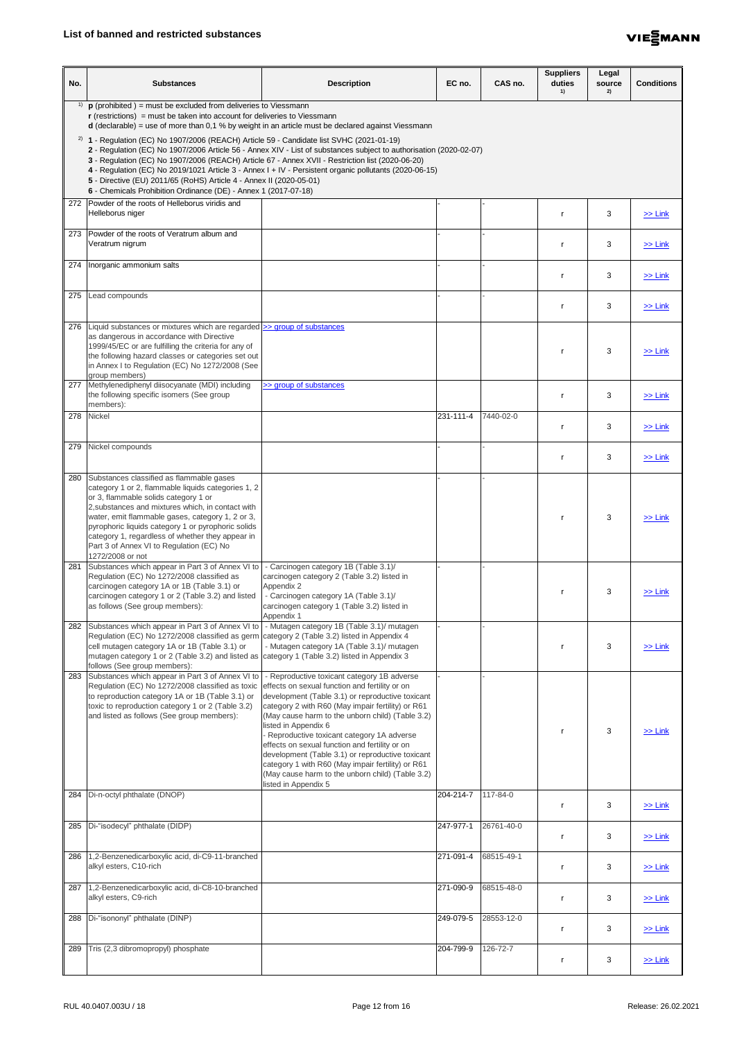# List of banned and restricted substances

| No. | Substances | Description | EC no. | CAS no. | Suppliers duties 1) | Legal source 2) | Conditions |
|---|---|---|---|---|---|---|---|
| | 1) **p** (prohibited ) = must be excluded from deliveries to Viessmann<br>**r** (restrictions) = must be taken into account for deliveries to Viessmann<br>**d** (declarable) = use of more than 0,1 % by weight in an article must be declared against Viessmann<br><br>2) **1** - Regulation (EC) No 1907/2006 (REACH) Article 59 - Candidate list SVHC (2021-01-19)<br>**2** - Regulation (EC) No 1907/2006 Article 56 - Annex XIV - List of substances subject to authorisation (2020-02-07)<br>**3** - Regulation (EC) No 1907/2006 (REACH) Article 67 - Annex XVII - Restriction list (2020-06-20)<br>**4** - Regulation (EC) No 2019/1021 Article 3 - Annex I + IV - Persistent organic pollutants (2020-06-15)<br>**5** - Directive (EU) 2011/65 (RoHS) Article 4 - Annex II (2020-05-01)<br>**6** - Chemicals Prohibition Ordinance (DE) - Annex 1 (2017-07-18) | | | | | | |
| 272 | Powder of the roots of Helleborus viridis and Helleborus niger | | - | - | r | 3 | >> Link |
| 273 | Powder of the roots of Veratrum album and Veratrum nigrum | | - | - | r | 3 | >> Link |
| 274 | Inorganic ammonium salts | | - | - | r | 3 | >> Link |
| 275 | Lead compounds | | - | - | r | 3 | >> Link |
| 276 | Liquid substances or mixtures which are regarded as dangerous in accordance with Directive 1999/45/EC or are fulfilling the criteria for any of the following hazard classes or categories set out in Annex I to Regulation (EC) No 1272/2008 (See group members) | >> group of substances | | | r | 3 | >> Link |
| 277 | Methylenediphenyl diisocyanate (MDI) including the following specific isomers (See group members): | >> group of substances | | | r | 3 | >> Link |
| 278 | Nickel | | 231-111-4 | 7440-02-0 | r | 3 | >> Link |
| 279 | Nickel compounds | | - | - | r | 3 | >> Link |
| 280 | Substances classified as flammable gases category 1 or 2, flammable liquids categories 1, 2 or 3, flammable solids category 1 or 2,substances and mixtures which, in contact with water, emit flammable gases, category 1, 2 or 3, pyrophoric liquids category 1 or pyrophoric solids category 1, regardless of whether they appear in Part 3 of Annex VI to Regulation (EC) No 1272/2008 or not | | - | - | r | 3 | >> Link |
| 281 | Substances which appear in Part 3 of Annex VI to Regulation (EC) No 1272/2008 classified as carcinogen category 1A or 1B (Table 3.1) or carcinogen category 1 or 2 (Table 3.2) and listed as follows (See group members): | - Carcinogen category 1B (Table 3.1)/ carcinogen category 2 (Table 3.2) listed in Appendix 2<br>- Carcinogen category 1A (Table 3.1)/ carcinogen category 1 (Table 3.2) listed in Appendix 1 | - | - | r | 3 | >> Link |
| 282 | Substances which appear in Part 3 of Annex VI to Regulation (EC) No 1272/2008 classified as germ cell mutagen category 1A or 1B (Table 3.1) or mutagen category 1 or 2 (Table 3.2) and listed as follows (See group members): | - Mutagen category 1B (Table 3.1)/ mutagen category 2 (Table 3.2) listed in Appendix 4<br>- Mutagen category 1A (Table 3.1)/ mutagen category 1 (Table 3.2) listed in Appendix 3 | - | - | r | 3 | >> Link |
| 283 | Substances which appear in Part 3 of Annex VI to Regulation (EC) No 1272/2008 classified as toxic to reproduction category 1A or 1B (Table 3.1) or toxic to reproduction category 1 or 2 (Table 3.2) and listed as follows (See group members): | - Reproductive toxicant category 1B adverse effects on sexual function and fertility or on development (Table 3.1) or reproductive toxicant category 2 with R60 (May impair fertility) or R61 (May cause harm to the unborn child) (Table 3.2) listed in Appendix 6<br>- Reproductive toxicant category 1A adverse effects on sexual function and fertility or on development (Table 3.1) or reproductive toxicant category 1 with R60 (May impair fertility) or R61 (May cause harm to the unborn child) (Table 3.2) listed in Appendix 5 | - | - | r | 3 | >> Link |
| 284 | Di-n-octyl phthalate (DNOP) | | 204-214-7 | 117-84-0 | r | 3 | >> Link |
| 285 | Di-"isodecyl" phthalate (DIDP) | | 247-977-1 | 26761-40-0 | r | 3 | >> Link |
| 286 | 1,2-Benzenedicarboxylic acid, di-C9-11-branched alkyl esters, C10-rich | | 271-091-4 | 68515-49-1 | r | 3 | >> Link |
| 287 | 1,2-Benzenedicarboxylic acid, di-C8-10-branched alkyl esters, C9-rich | | 271-090-9 | 68515-48-0 | r | 3 | >> Link |
| 288 | Di-"isononyl" phthalate (DINP) | | 249-079-5 | 28553-12-0 | r | 3 | >> Link |
| 289 | Tris (2,3 dibromopropyl) phosphate | | 204-799-9 | 126-72-7 | r | 3 | >> Link |

RUL 40.0407.003U / 18 Release: 26.02.2021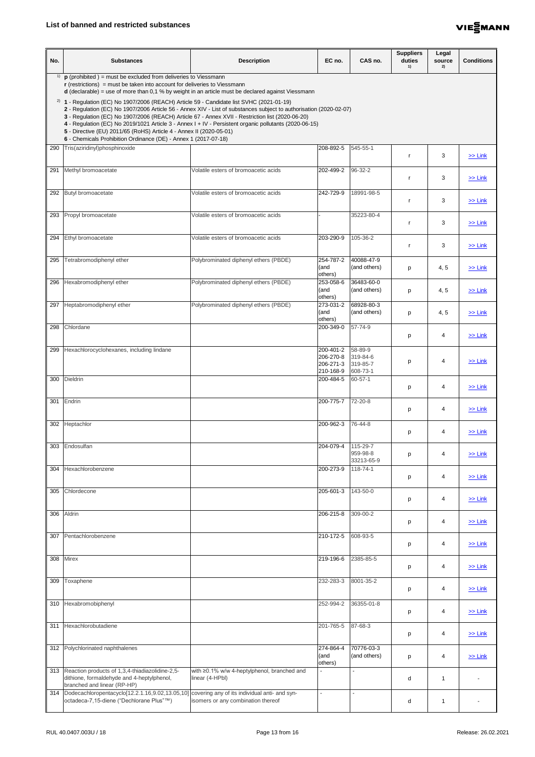## List of banned and restricted substances

| No. | Substances | Description | EC no. | CAS no. | Suppliers duties [1)] | Legal source [2)] | Conditions |
|---|---|---|---|---|---|---|---|
| [1)] **p** (prohibited ) = must be excluded from deliveries to Viessmann<br>**r** (restrictions) = must be taken into account for deliveries to Viessmann<br>**d** (declarable) = use of more than 0,1 % by weight in an article must be declared against Viessmann<br>[2)] **1** - Regulation (EC) No 1907/2006 (REACH) Article 59 - Candidate list SVHC (2021-01-19)<br>**2** - Regulation (EC) No 1907/2006 Article 56 - Annex XIV - List of substances subject to authorisation (2020-02-07)<br>**3** - Regulation (EC) No 1907/2006 (REACH) Article 67 - Annex XVII - Restriction list (2020-06-20)<br>**4** - Regulation (EC) No 2019/1021 Article 3 - Annex I + IV - Persistent organic pollutants (2020-06-15)<br>**5** - Directive (EU) 2011/65 (RoHS) Article 4 - Annex II (2020-05-01)<br>**6** - Chemicals Prohibition Ordinance (DE) - Annex 1 (2017-07-18) | | | | | | | |
| 290 | Tris(aziridinyl)phosphinoxide | | 208-892-5 | 545-55-1 | r | 3 | >> Link |
| 291 | Methyl bromoacetate | Volatile esters of bromoacetic acids | 202-499-2 | 96-32-2 | r | 3 | >> Link |
| 292 | Butyl bromoacetate | Volatile esters of bromoacetic acids | 242-729-9 | 18991-98-5 | r | 3 | >> Link |
| 293 | Propyl bromoacetate | Volatile esters of bromoacetic acids | - | 35223-80-4 | r | 3 | >> Link |
| 294 | Ethyl bromoacetate | Volatile esters of bromoacetic acids | 203-290-9 | 105-36-2 | r | 3 | >> Link |
| 295 | Tetrabromodiphenyl ether | Polybrominated diphenyl ethers (PBDE) | 254-787-2 (and others) | 40088-47-9 (and others) | p | 4, 5 | >> Link |
| 296 | Hexabromodiphenyl ether | Polybrominated diphenyl ethers (PBDE) | 253-058-6 (and others) | 36483-60-0 (and others) | p | 4, 5 | >> Link |
| 297 | Heptabromodiphenyl ether | Polybrominated diphenyl ethers (PBDE) | 273-031-2 (and others) | 68928-80-3 (and others) | p | 4, 5 | >> Link |
| 298 | Chlordane | | 200-349-0 | 57-74-9 | p | 4 | >> Link |
| 299 | Hexachlorocyclohexanes, including lindane | | 200-401-2<br>206-270-8<br>206-271-3<br>210-168-9 | 58-89-9<br>319-84-6<br>319-85-7<br>608-73-1 | p | 4 | >> Link |
| 300 | Dieldrin | | 200-484-5 | 60-57-1 | p | 4 | >> Link |
| 301 | Endrin | | 200-775-7 | 72-20-8 | p | 4 | >> Link |
| 302 | Heptachlor | | 200-962-3 | 76-44-8 | p | 4 | >> Link |
| 303 | Endosulfan | | 204-079-4 | 115-29-7<br>959-98-8<br>33213-65-9 | p | 4 | >> Link |
| 304 | Hexachlorobenzene | | 200-273-9 | 118-74-1 | p | 4 | >> Link |
| 305 | Chlordecone | | 205-601-3 | 143-50-0 | p | 4 | >> Link |
| 306 | Aldrin | | 206-215-8 | 309-00-2 | p | 4 | >> Link |
| 307 | Pentachlorobenzene | | 210-172-5 | 608-93-5 | p | 4 | >> Link |
| 308 | Mirex | | 219-196-6 | 2385-85-5 | p | 4 | >> Link |
| 309 | Toxaphene | | 232-283-3 | 8001-35-2 | p | 4 | >> Link |
| 310 | Hexabromobiphenyl | | 252-994-2 | 36355-01-8 | p | 4 | >> Link |
| 311 | Hexachlorobutadiene | | 201-765-5 | 87-68-3 | p | 4 | >> Link |
| 312 | Polychlorinated naphthalenes | | 274-864-4 (and others) | 70776-03-3 (and others) | p | 4 | >> Link |
| 313 | Reaction products of 1,3,4-thiadiazolidine-2,5-dithione, formaldehyde and 4-heptylphenol, branched and linear (RP-HP) | with ≥0.1% w/w 4-heptylphenol, branched and linear (4-HPbl) | - | - | d | 1 | - |
| 314 | Dodecachloropentacyclo[12.2.1.16,9.02,13.05,10]octadeca-7,15-diene ("Dechlorane Plus"™) | covering any of its individual anti- and syn-isomers or any combination thereof | - | - | d | 1 | - |

RUL 40.0407.003U / 18 — Release: 26.02.2021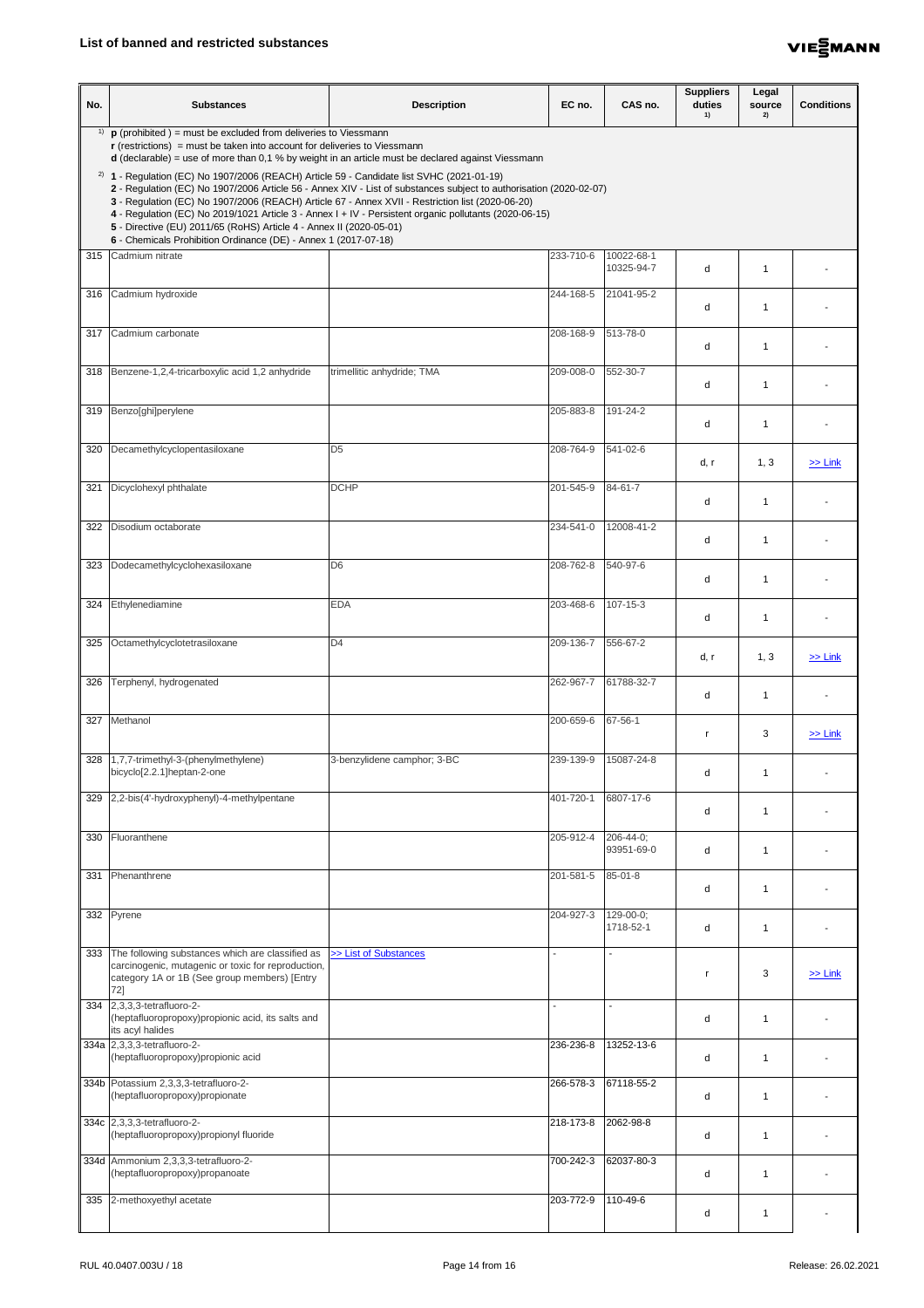## List of banned and restricted substances

| No. | Substances | Description | EC no. | CAS no. | Suppliers duties [1] | Legal source [2] | Conditions |
|---|---|---|---|---|---|---|---|
| [1] **p** (prohibited ) = must be excluded from deliveries to Viessmann<br>**r** (restrictions) = must be taken into account for deliveries to Viessmann<br>**d** (declarable) = use of more than 0,1 % by weight in an article must be declared against Viessmann<br>[2] **1** - Regulation (EC) No 1907/2006 (REACH) Article 59 - Candidate list SVHC (2021-01-19)<br>**2** - Regulation (EC) No 1907/2006 Article 56 - Annex XIV - List of substances subject to authorisation (2020-02-07)<br>**3** - Regulation (EC) No 1907/2006 (REACH) Article 67 - Annex XVII - Restriction list (2020-06-20)<br>**4** - Regulation (EC) No 2019/1021 Article 3 - Annex I + IV - Persistent organic pollutants (2020-06-15)<br>**5** - Directive (EU) 2011/65 (RoHS) Article 4 - Annex II (2020-05-01)<br>**6** - Chemicals Prohibition Ordinance (DE) - Annex 1 (2017-07-18) | | | | | | | |
| 315 | Cadmium nitrate | | 233-710-6 | 10022-68-1<br>10325-94-7 | d | 1 | - |
| 316 | Cadmium hydroxide | | 244-168-5 | 21041-95-2 | d | 1 | - |
| 317 | Cadmium carbonate | | 208-168-9 | 513-78-0 | d | 1 | - |
| 318 | Benzene-1,2,4-tricarboxylic acid 1,2 anhydride | trimellitic anhydride; TMA | 209-008-0 | 552-30-7 | d | 1 | - |
| 319 | Benzo[ghi]perylene | | 205-883-8 | 191-24-2 | d | 1 | - |
| 320 | Decamethylcyclopentasiloxane | D5 | 208-764-9 | 541-02-6 | d, r | 1, 3 | >> Link |
| 321 | Dicyclohexyl phthalate | DCHP | 201-545-9 | 84-61-7 | d | 1 | - |
| 322 | Disodium octaborate | | 234-541-0 | 12008-41-2 | d | 1 | - |
| 323 | Dodecamethylcyclohexasiloxane | D6 | 208-762-8 | 540-97-6 | d | 1 | - |
| 324 | Ethylenediamine | EDA | 203-468-6 | 107-15-3 | d | 1 | - |
| 325 | Octamethylcyclotetrasiloxane | D4 | 209-136-7 | 556-67-2 | d, r | 1, 3 | >> Link |
| 326 | Terphenyl, hydrogenated | | 262-967-7 | 61788-32-7 | d | 1 | - |
| 327 | Methanol | | 200-659-6 | 67-56-1 | r | 3 | >> Link |
| 328 | 1,7,7-trimethyl-3-(phenylmethylene) bicyclo[2.2.1]heptan-2-one | 3-benzylidene camphor; 3-BC | 239-139-9 | 15087-24-8 | d | 1 | - |
| 329 | 2,2-bis(4'-hydroxyphenyl)-4-methylpentane | | 401-720-1 | 6807-17-6 | d | 1 | - |
| 330 | Fluoranthene | | 205-912-4 | 206-44-0;<br>93951-69-0 | d | 1 | - |
| 331 | Phenanthrene | | 201-581-5 | 85-01-8 | d | 1 | - |
| 332 | Pyrene | | 204-927-3 | 129-00-0;<br>1718-52-1 | d | 1 | - |
| 333 | The following substances which are classified as carcinogenic, mutagenic or toxic for reproduction, category 1A or 1B (See group members) [Entry 72] | >> List of Substances | - | - | r | 3 | >> Link |
| 334 | 2,3,3,3-tetrafluoro-2-(heptafluoropropoxy)propionic acid, its salts and its acyl halides | | - | - | d | 1 | - |
| 334a | 2,3,3,3-tetrafluoro-2-(heptafluoropropoxy)propionic acid | | 236-236-8 | 13252-13-6 | d | 1 | - |
| 334b | Potassium 2,3,3,3-tetrafluoro-2-(heptafluoropropoxy)propionate | | 266-578-3 | 67118-55-2 | d | 1 | - |
| 334c | 2,3,3,3-tetrafluoro-2-(heptafluoropropoxy)propionyl fluoride | | 218-173-8 | 2062-98-8 | d | 1 | - |
| 334d | Ammonium 2,3,3,3-tetrafluoro-2-(heptafluoropropoxy)propanoate | | 700-242-3 | 62037-80-3 | d | 1 | - |
| 335 | 2-methoxyethyl acetate | | 203-772-9 | 110-49-6 | d | 1 | - |

RUL 40.0407.003U / 18 — Release: 26.02.2021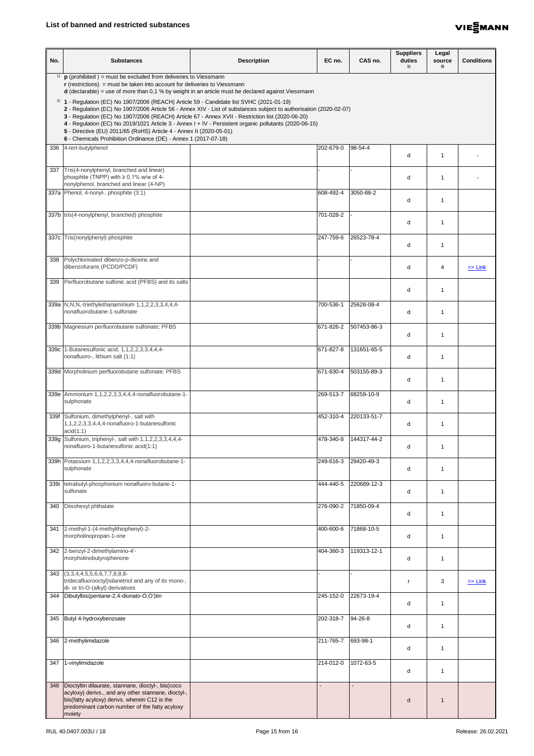## List of banned and restricted substances

| No. | Substances | Description | EC no. | CAS no. | Suppliers duties [1)] | Legal source [2)] | Conditions |
|---|---|---|---|---|---|---|---|
| [1)] **p** (prohibited ) = must be excluded from deliveries to Viessmann<br>**r** (restrictions) = must be taken into account for deliveries to Viessmann<br>**d** (declarable) = use of more than 0,1 % by weight in an article must be declared against Viessmann | | | | | | | |
| [2)] **1** - Regulation (EC) No 1907/2006 (REACH) Article 59 - Candidate list SVHC (2021-01-19)<br>**2** - Regulation (EC) No 1907/2006 Article 56 - Annex XIV - List of substances subject to authorisation (2020-02-07)<br>**3** - Regulation (EC) No 1907/2006 (REACH) Article 67 - Annex XVII - Restriction list (2020-06-20)<br>**4** - Regulation (EC) No 2019/1021 Article 3 - Annex I + IV - Persistent organic pollutants (2020-06-15)<br>**5** - Directive (EU) 2011/65 (RoHS) Article 4 - Annex II (2020-05-01)<br>**6** - Chemicals Prohibition Ordinance (DE) - Annex 1 (2017-07-18) | | | | | | | |
| 336 | 4-tert-butylphenol | | 202-679-0 | 98-54-4 | d | 1 | - |
| 337 | Tris(4-nonylphenyl, branched and linear) phosphite (TNPP) with ≥ 0.1% w/w of 4-nonylphenol, branched and linear (4-NP) | | - | - | d | 1 | - |
| 337a | Phenol, 4-nonyl-, phosphite (3:1) | | 608-492-4 | 3050-88-2 | d | 1 | |
| 337b | tris(4-nonylphenyl, branched) phosphite | | 701-028-2 | - | d | 1 | |
| 337c | Tris(nonylphenyl) phosphite | | 247-759-6 | 26523-78-4 | d | 1 | |
| 338 | Polychlorinated dibenzo-p-dioxins and dibenzofurans (PCDD/PCDF) | | - | - | d | 4 | >> Link |
| 339 | Perfluorobutane sulfonic acid (PFBS) and its salts | | | | d | 1 | |
| 339a | N,N,N,-triethylethanaminium 1,1,2,2,3,3,4,4,4-nonafluorobutane-1-sulfonate | | 700-536-1 | 25628-08-4 | d | 1 | |
| 339b | Magnesium perfluorobutane sulfonate; PFBS | | 671-826-2 | 507453-86-3 | d | 1 | |
| 339c | 1-Butanesulfonic acid, 1,1,2,2,3,3,4,4,4-nonafluoro-, lithium salt (1:1) | | 671-827-8 | 131651-65-5 | d | 1 | |
| 339d | Morpholinium perfluorobutane sulfonate; PFBS | | 671-830-4 | 503155-89-3 | d | 1 | |
| 339e | Ammonium 1,1,2,2,3,3,4,4,4-nonafluorobutane-1-sulphonate | | 269-513-7 | 68259-10-9 | d | 1 | |
| 339f | Sulfonium, dimethylphenyl-, salt with 1,1,2,2,3,3,4,4,4-nonafluoro-1-butanesulfonic acid(1:1) | | 452-310-4 | 220133-51-7 | d | 1 | |
| 339g | Sulfonium, triphenyl-, salt with 1,1,2,2,3,3,4,4,4-nonafluoro-1-butanesulfonic acid(1:1) | | 478-340-8 | 144317-44-2 | d | 1 | |
| 339h | Potassium 1,1,2,2,3,3,4,4,4-nonafluorobutane-1-sulphonate | | 249-616-3 | 29420-49-3 | d | 1 | |
| 339i | tetrabutyl-phosphonium nonafluoro-butane-1-sulfonate | | 444-440-5 | 220689-12-3 | d | 1 | |
| 340 | Diisohexyl phthalate | | 276-090-2 | 71850-09-4 | d | 1 | |
| 341 | 2-methyl-1-(4-methylthiophenyl)-2-morpholinopropan-1-one | | 400-600-6 | 71868-10-5 | d | 1 | |
| 342 | 2-benzyl-2-dimethylamino-4'-morpholinobutyrophenone | | 404-360-3 | 119313-12-1 | d | 1 | |
| 343 | (3,3,4,4,5,5,6,6,7,7,8,8,8-tridecafluorooctyl)silanetriol and any of its mono-, di- or tri-O-(alkyl) derivatives | | - | - | r | 3 | >> Link |
| 344 | Dibutylbis(pentane-2,4-dionato-O,O')tin | | 245-152-0 | 22673-19-4 | d | 1 | |
| 345 | Butyl 4-hydroxybenzoate | | 202-318-7 | 94-26-8 | d | 1 | |
| 346 | 2-methylimidazole | | 211-765-7 | 693-98-1 | d | 1 | |
| 347 | 1-vinylimidazole | | 214-012-0 | 1072-63-5 | d | 1 | |
| 348 | Dioctyltin dilaurate, stannane, dioctyl-, bis(coco acyloxy) derivs., and any other stannane, dioctyl-, bis(fatty acyloxy) derivs. wherein C12 is the predominant carbon number of the fatty acyloxy moiety | | - | - | d | 1 | |

RUL 40.0407.003U / 18 — Release: 26.02.2021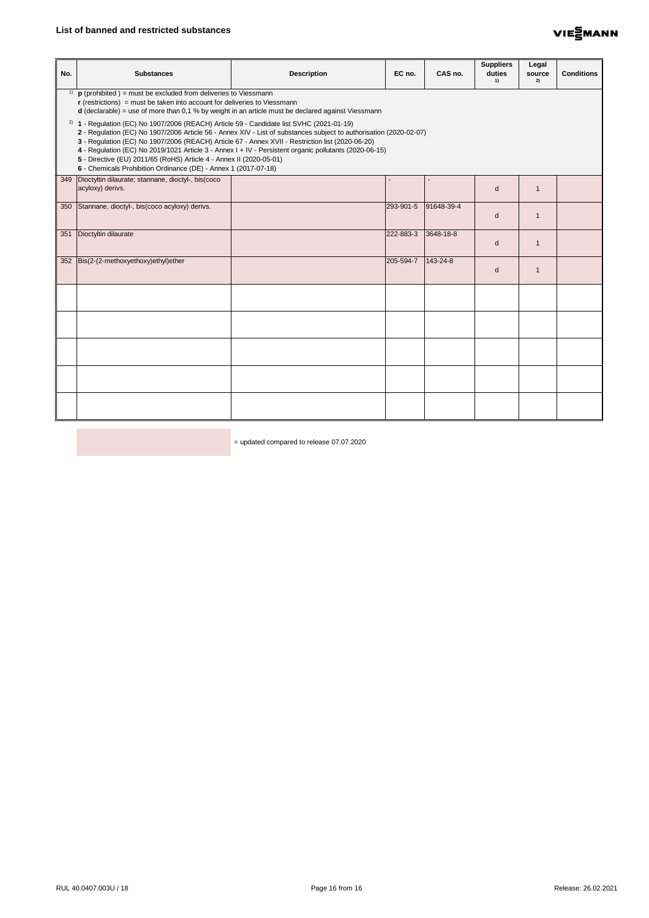# List of banned and restricted substances

| No. | Substances | Description | EC no. | CAS no. | Suppliers duties [1] | Legal source [2] | Conditions |
|---|---|---|---|---|---|---|---|
| [1] | **p** (prohibited ) = must be excluded from deliveries to Viessmann<br>**r** (restrictions) = must be taken into account for deliveries to Viessmann<br>**d** (declarable) = use of more than 0,1 % by weight in an article must be declared against Viessmann | | | | | | |
| [2] | **1** - Regulation (EC) No 1907/2006 (REACH) Article 59 - Candidate list SVHC (2021-01-19)<br>**2** - Regulation (EC) No 1907/2006 Article 56 - Annex XIV - List of substances subject to authorisation (2020-02-07)<br>**3** - Regulation (EC) No 1907/2006 (REACH) Article 67 - Annex XVII - Restriction list (2020-06-20)<br>**4** - Regulation (EC) No 2019/1021 Article 3 - Annex I + IV - Persistent organic pollutants (2020-06-15)<br>**5** - Directive (EU) 2011/65 (RoHS) Article 4 - Annex II (2020-05-01)<br>**6** - Chemicals Prohibition Ordinance (DE) - Annex 1 (2017-07-18) | | | | | | |
| 349 | Dioctyltin dilaurate; stannane, dioctyl-, bis(coco acyloxy) derivs. | | - | - | d | 1 | |
| 350 | Stannane, dioctyl-, bis(coco acyloxy) derivs. | | 293-901-5 | 91648-39-4 | d | 1 | |
| 351 | Dioctyltin dilaurate | | 222-883-3 | 3648-18-8 | d | 1 | |
| 352 | Bis(2-(2-methoxyethoxy)ethyl)ether | | 205-594-7 | 143-24-8 | d | 1 | |
| | | | | | | | |
| | | | | | | | |
| | | | | | | | |
| | | | | | | | |
| | | | | | | | |

= updated compared to release 07.07.2020

RUL 40.0407.003U / 18

Release: 26.02.2021